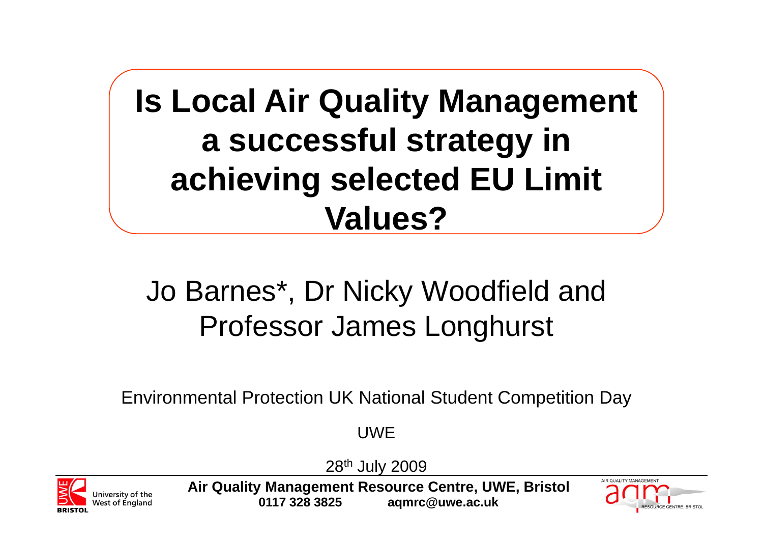# Is Local Air Quality Management a successful strategy in achieving selected EU Limit Values?

Jo Barnes*, Dr Nicky Woodfield and Professor James Longhurst

Environmental Protection UK National Student Competition Day

UWE

28th July 2009

**Air Quality Management Resource Centre, UWE, Bristol**
**0117 328 3825 aqmrc@uwe.ac.uk**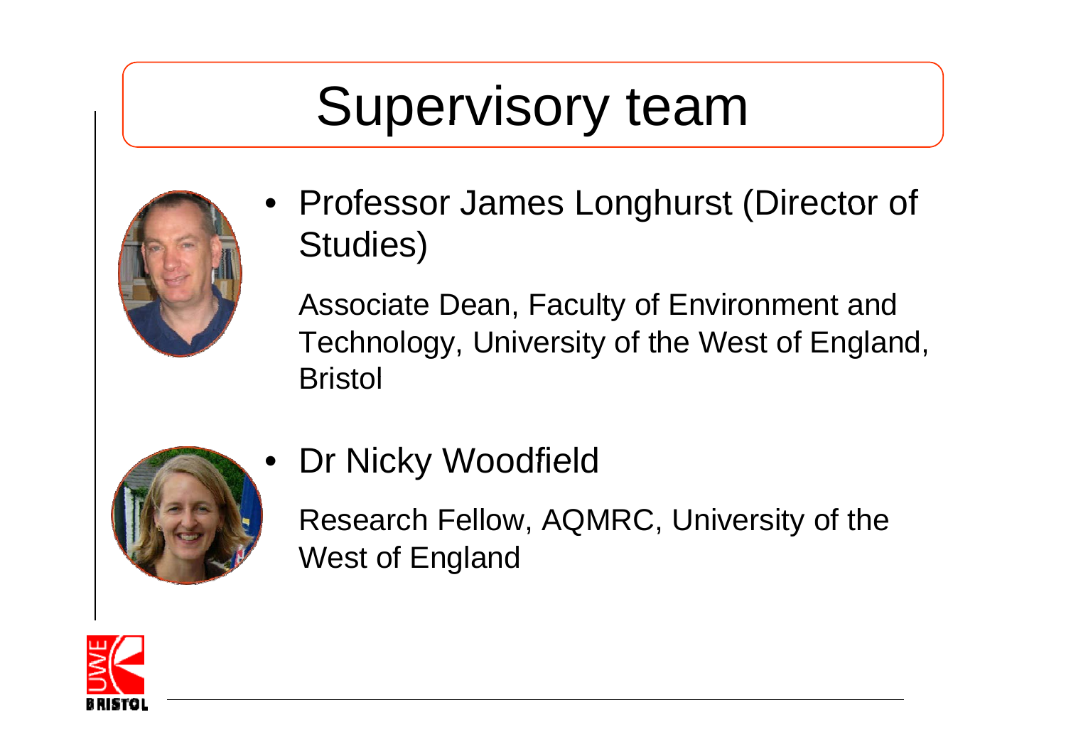# Supervisory team

- Professor James Longhurst (Director of Studies)

  Associate Dean, Faculty of Environment and Technology, University of the West of England, Bristol

- Dr Nicky Woodfield

  Research Fellow, AQMRC, University of the West of England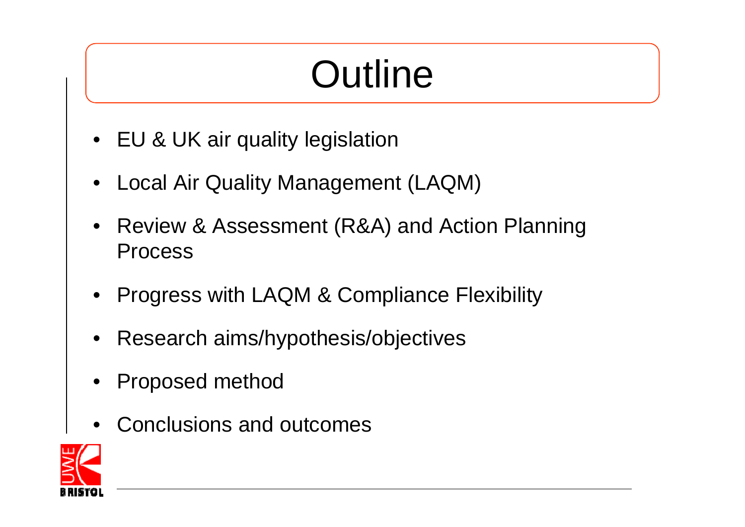# Outline

- EU & UK air quality legislation
- Local Air Quality Management (LAQM)
- Review & Assessment (R&A) and Action Planning Process
- Progress with LAQM & Compliance Flexibility
- Research aims/hypothesis/objectives
- Proposed method
- Conclusions and outcomes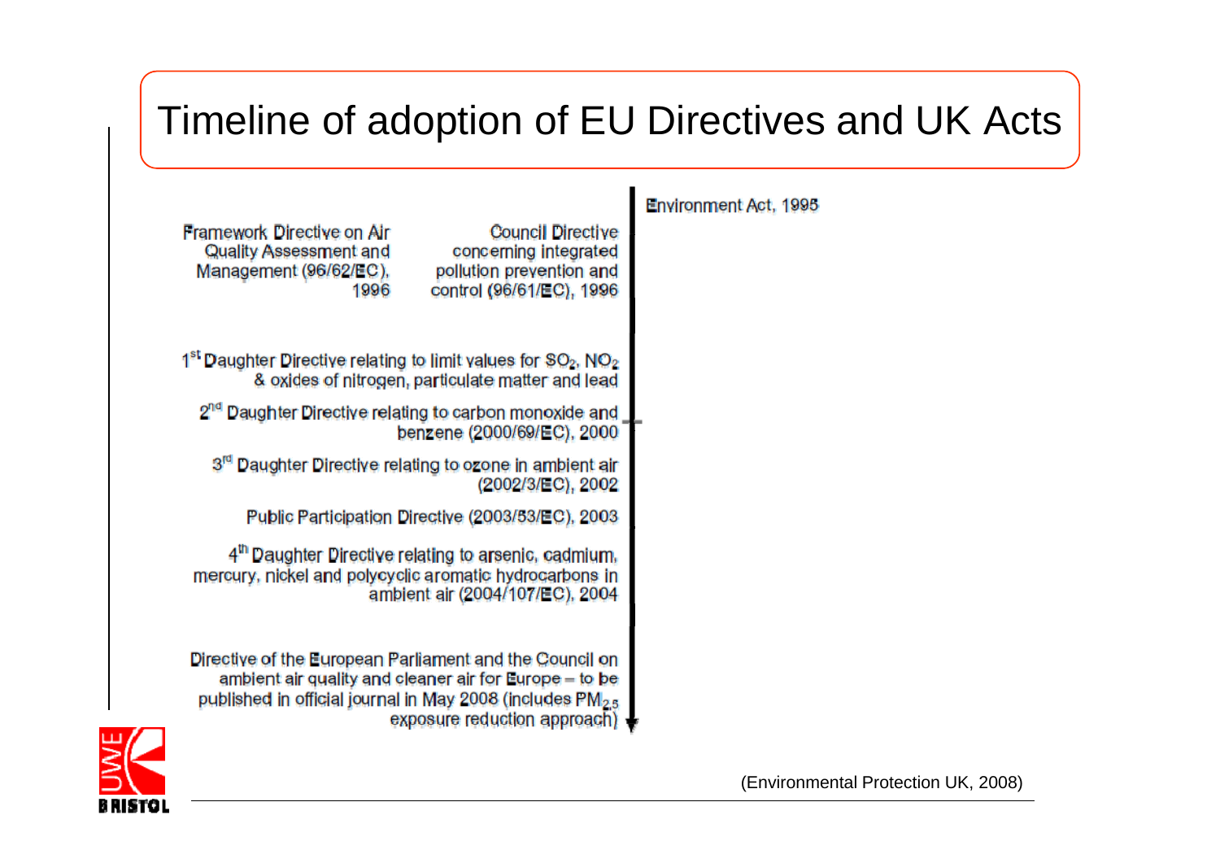# Timeline of adoption of EU Directives and UK Acts

Environment Act, 1995

Framework Directive on Air Quality Assessment and Management (96/62/EC), 1996

Council Directive concerning integrated pollution prevention and control (96/61/EC), 1996

1st Daughter Directive relating to limit values for $SO_2$, $NO_2$ & oxides of nitrogen, particulate matter and lead

2nd Daughter Directive relating to carbon monoxide and benzene (2000/69/EC), 2000

3rd Daughter Directive relating to ozone in ambient air (2002/3/EC), 2002

Public Participation Directive (2003/53/EC), 2003

4th Daughter Directive relating to arsenic, cadmium, mercury, nickel and polycyclic aromatic hydrocarbons in ambient air (2004/107/EC), 2004

Directive of the European Parliament and the Council on ambient air quality and cleaner air for Europe – to be published in official journal in May 2008 (includes $PM_{2.5}$ exposure reduction approach)

(Environmental Protection UK, 2008)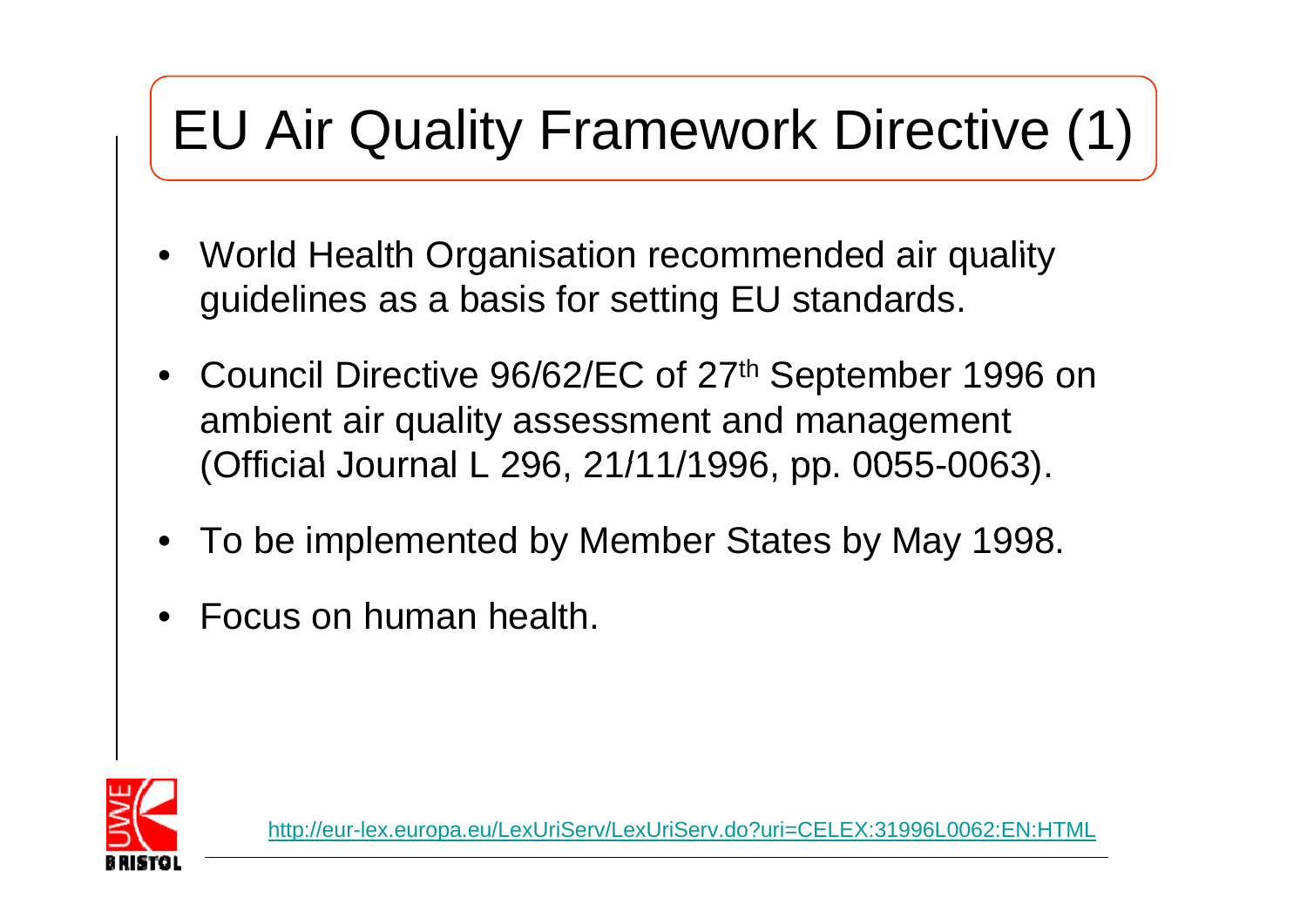# EU Air Quality Framework Directive (1)

- World Health Organisation recommended air quality guidelines as a basis for setting EU standards.
- Council Directive 96/62/EC of 27th September 1996 on ambient air quality assessment and management (Official Journal L 296, 21/11/1996, pp. 0055-0063).
- To be implemented by Member States by May 1998.
- Focus on human health.

http://eur-lex.europa.eu/LexUriServ/LexUriServ.do?uri=CELEX:31996L0062:EN:HTML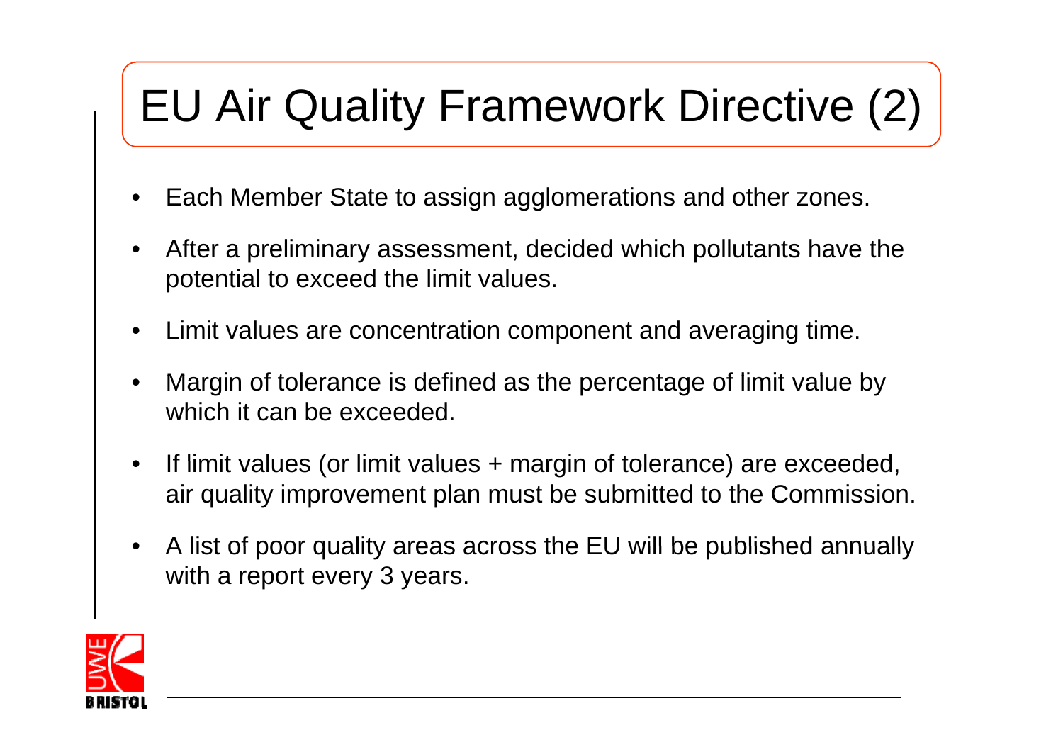# EU Air Quality Framework Directive (2)

- Each Member State to assign agglomerations and other zones.
- After a preliminary assessment, decided which pollutants have the potential to exceed the limit values.
- Limit values are concentration component and averaging time.
- Margin of tolerance is defined as the percentage of limit value by which it can be exceeded.
- If limit values (or limit values + margin of tolerance) are exceeded, air quality improvement plan must be submitted to the Commission.
- A list of poor quality areas across the EU will be published annually with a report every 3 years.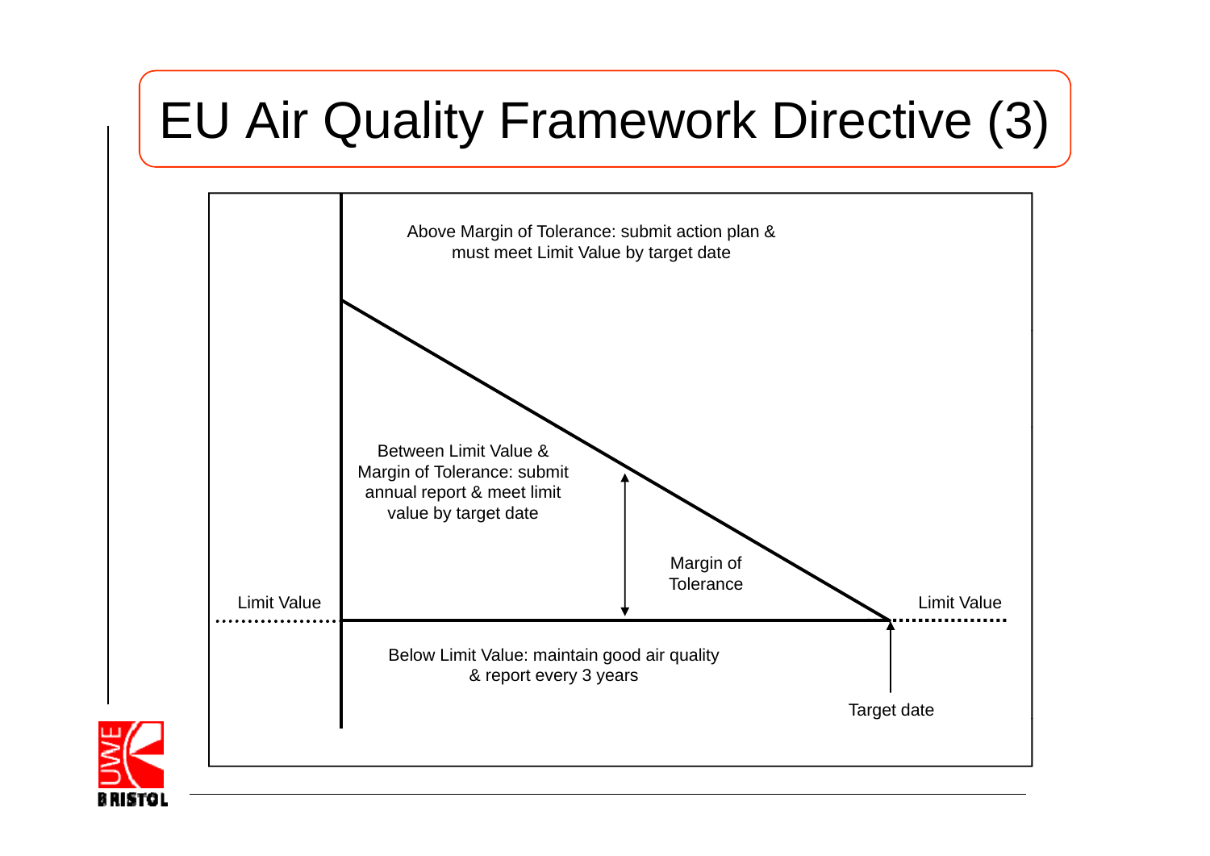# EU Air Quality Framework Directive (3)

Above Margin of Tolerance: submit action plan & must meet Limit Value by target date

Between Limit Value & Margin of Tolerance: submit annual report & meet limit value by target date

Margin of Tolerance

Limit Value

Limit Value

Below Limit Value: maintain good air quality & report every 3 years

Target date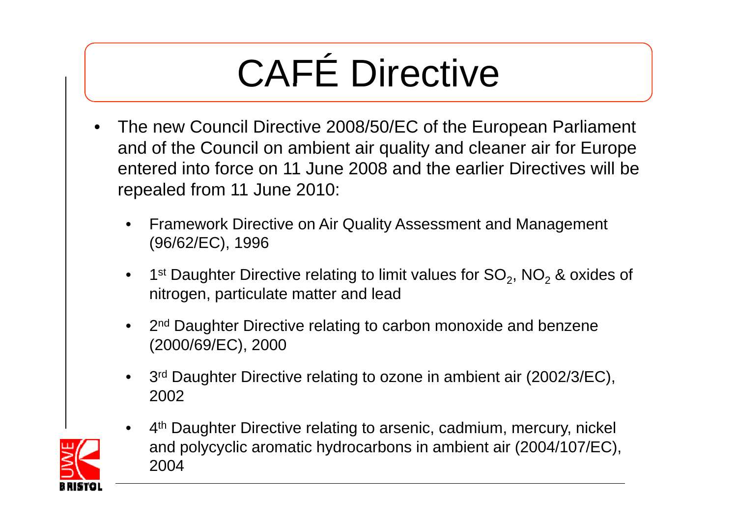# CAFÉ Directive

- The new Council Directive 2008/50/EC of the European Parliament and of the Council on ambient air quality and cleaner air for Europe entered into force on 11 June 2008 and the earlier Directives will be repealed from 11 June 2010:
  - Framework Directive on Air Quality Assessment and Management (96/62/EC), 1996
  - 1st Daughter Directive relating to limit values for $SO_2$, $NO_2$ & oxides of nitrogen, particulate matter and lead
  - 2nd Daughter Directive relating to carbon monoxide and benzene (2000/69/EC), 2000
  - 3rd Daughter Directive relating to ozone in ambient air (2002/3/EC), 2002
  - 4th Daughter Directive relating to arsenic, cadmium, mercury, nickel and polycyclic aromatic hydrocarbons in ambient air (2004/107/EC), 2004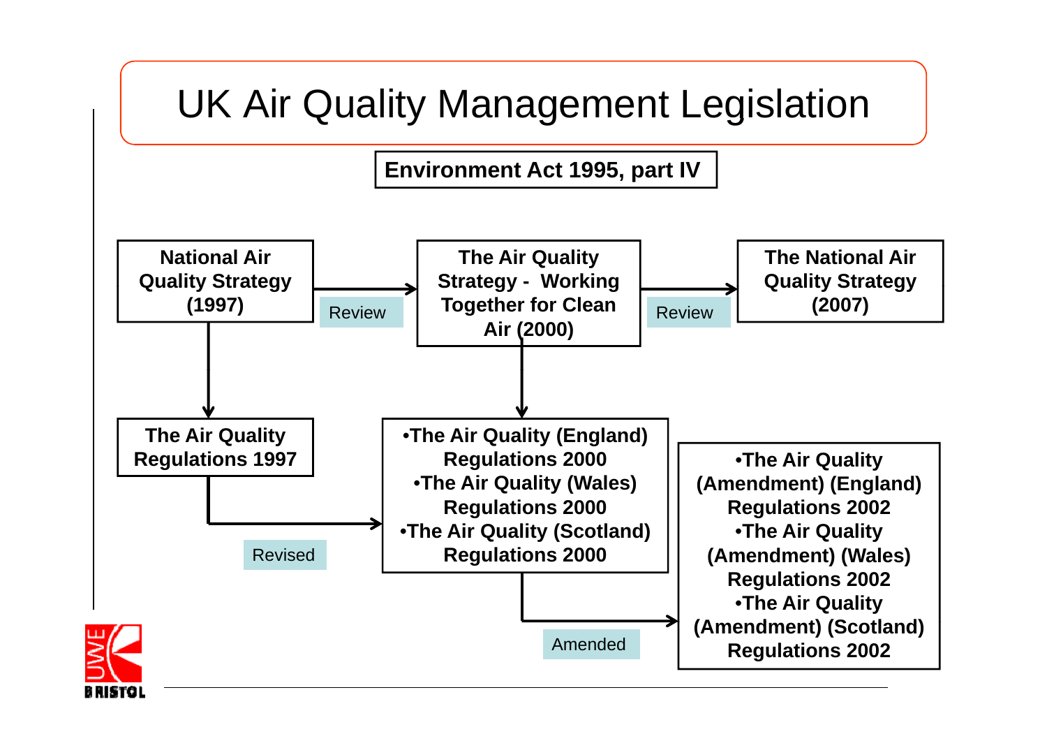# UK Air Quality Management Legislation

**Environment Act 1995, part IV**

**National Air Quality Strategy (1997)** → Review → **The Air Quality Strategy - Working Together for Clean Air (2000)** → Review → **The National Air Quality Strategy (2007)**

**National Air Quality Strategy (1997)** → **The Air Quality Regulations 1997**

**The Air Quality Strategy - Working Together for Clean Air (2000)** →

- **The Air Quality (England) Regulations 2000**
- **The Air Quality (Wales) Regulations 2000**
- **The Air Quality (Scotland) Regulations 2000**

**The Air Quality Regulations 1997** → Revised → **The Air Quality (England/Wales/Scotland) Regulations 2000**

**The Air Quality (England/Wales/Scotland) Regulations 2000** → Amended →

- **The Air Quality (Amendment) (England) Regulations 2002**
- **The Air Quality (Amendment) (Wales) Regulations 2002**
- **The Air Quality (Amendment) (Scotland) Regulations 2002**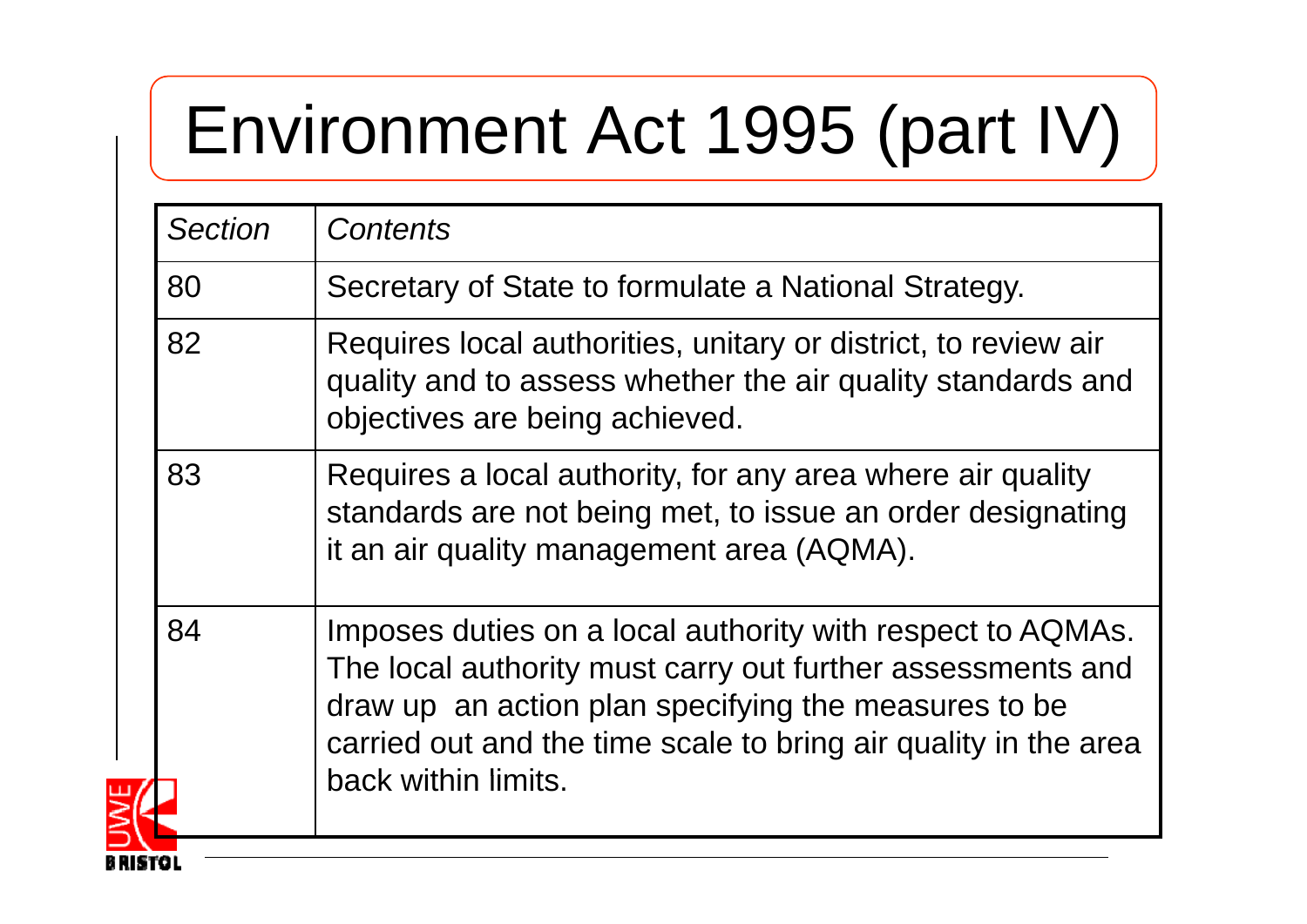# Environment Act 1995 (part IV)

| *Section* | *Contents* |
|---|---|
| 80 | Secretary of State to formulate a National Strategy. |
| 82 | Requires local authorities, unitary or district, to review air quality and to assess whether the air quality standards and objectives are being achieved. |
| 83 | Requires a local authority, for any area where air quality standards are not being met, to issue an order designating it an air quality management area (AQMA). |
| 84 | Imposes duties on a local authority with respect to AQMAs. The local authority must carry out further assessments and draw up an action plan specifying the measures to be carried out and the time scale to bring air quality in the area back within limits. |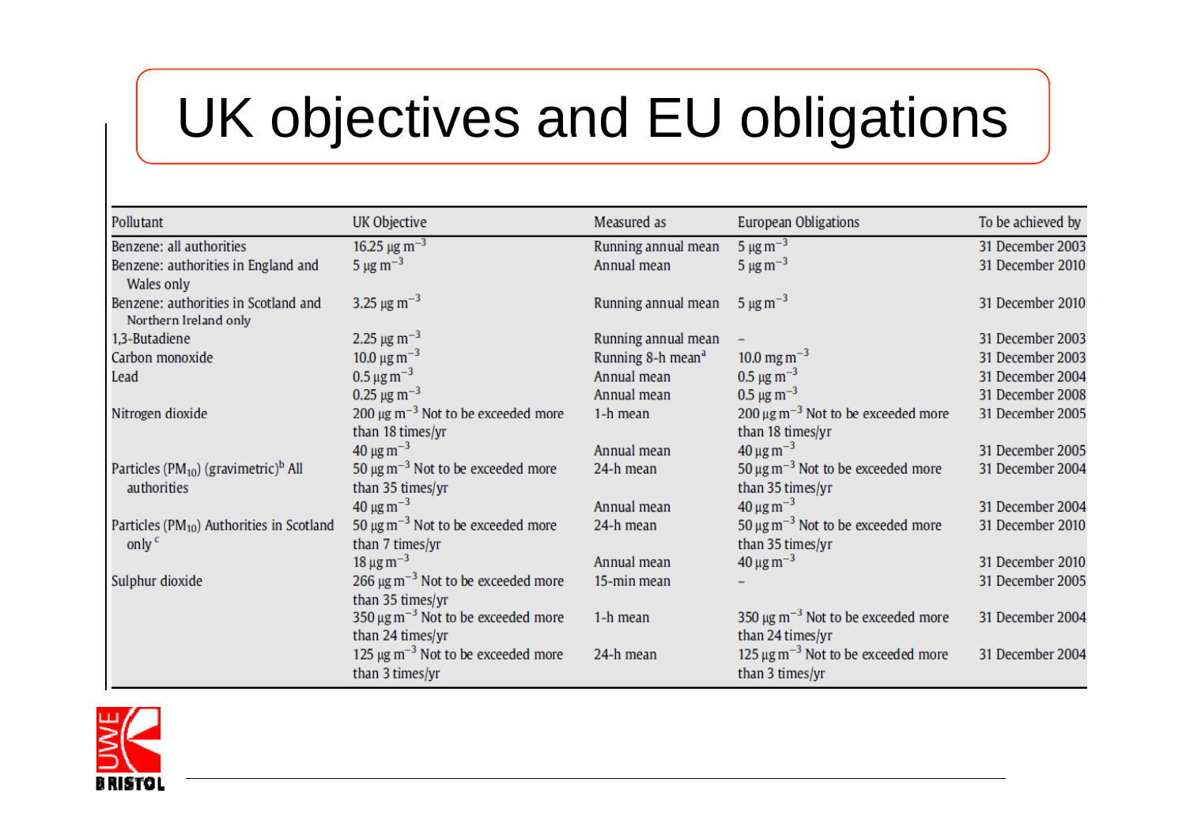# UK objectives and EU obligations

| Pollutant | UK Objective | Measured as | European Obligations | To be achieved by |
|---|---|---|---|---|
| Benzene: all authorities | 16.25 $\mu g\ m^{-3}$ | Running annual mean | 5 $\mu g\ m^{-3}$ | 31 December 2003 |
| Benzene: authorities in England and Wales only | 5 $\mu g\ m^{-3}$ | Annual mean | 5 $\mu g\ m^{-3}$ | 31 December 2010 |
| Benzene: authorities in Scotland and Northern Ireland only | 3.25 $\mu g\ m^{-3}$ | Running annual mean | 5 $\mu g\ m^{-3}$ | 31 December 2010 |
| 1,3-Butadiene | 2.25 $\mu g\ m^{-3}$ | Running annual mean | – | 31 December 2003 |
| Carbon monoxide | 10.0 $\mu g\ m^{-3}$ | Running 8-h mean[a] | 10.0 $mg\ m^{-3}$ | 31 December 2003 |
| Lead | 0.5 $\mu g\ m^{-3}$ | Annual mean | 0.5 $\mu g\ m^{-3}$ | 31 December 2004 |
| | 0.25 $\mu g\ m^{-3}$ | Annual mean | 0.5 $\mu g\ m^{-3}$ | 31 December 2008 |
| Nitrogen dioxide | 200 $\mu g\ m^{-3}$ Not to be exceeded more than 18 times/yr | 1-h mean | 200 $\mu g\ m^{-3}$ Not to be exceeded more than 18 times/yr | 31 December 2005 |
| | 40 $\mu g\ m^{-3}$ | Annual mean | 40 $\mu g\ m^{-3}$ | 31 December 2005 |
| Particles ($PM_{10}$) (gravimetric)[b] All authorities | 50 $\mu g\ m^{-3}$ Not to be exceeded more than 35 times/yr | 24-h mean | 50 $\mu g\ m^{-3}$ Not to be exceeded more than 35 times/yr | 31 December 2004 |
| | 40 $\mu g\ m^{-3}$ | Annual mean | 40 $\mu g\ m^{-3}$ | 31 December 2004 |
| Particles ($PM_{10}$) Authorities in Scotland only[c] | 50 $\mu g\ m^{-3}$ Not to be exceeded more than 7 times/yr | 24-h mean | 50 $\mu g\ m^{-3}$ Not to be exceeded more than 35 times/yr | 31 December 2010 |
| | 18 $\mu g\ m^{-3}$ | Annual mean | 40 $\mu g\ m^{-3}$ | 31 December 2010 |
| Sulphur dioxide | 266 $\mu g\ m^{-3}$ Not to be exceeded more than 35 times/yr | 15-min mean | – | 31 December 2005 |
| | 350 $\mu g\ m^{-3}$ Not to be exceeded more than 24 times/yr | 1-h mean | 350 $\mu g\ m^{-3}$ Not to be exceeded more than 24 times/yr | 31 December 2004 |
| | 125 $\mu g\ m^{-3}$ Not to be exceeded more than 3 times/yr | 24-h mean | 125 $\mu g\ m^{-3}$ Not to be exceeded more than 3 times/yr | 31 December 2004 |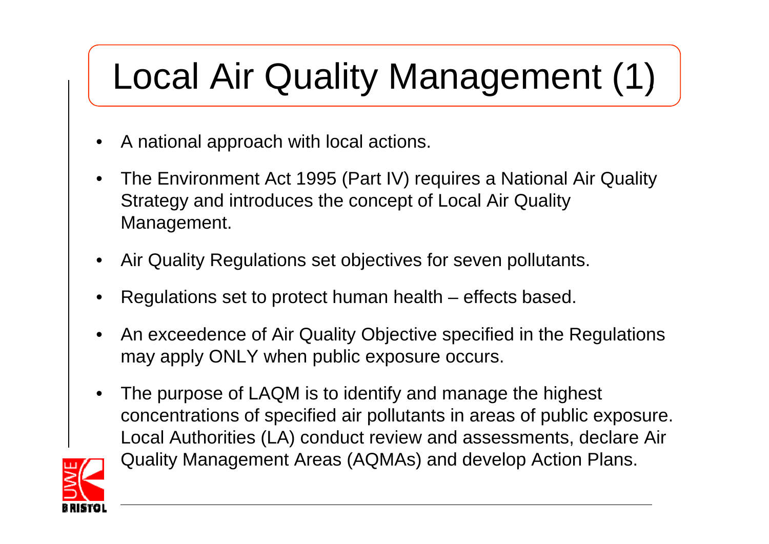# Local Air Quality Management (1)

- A national approach with local actions.
- The Environment Act 1995 (Part IV) requires a National Air Quality Strategy and introduces the concept of Local Air Quality Management.
- Air Quality Regulations set objectives for seven pollutants.
- Regulations set to protect human health – effects based.
- An exceedence of Air Quality Objective specified in the Regulations may apply ONLY when public exposure occurs.
- The purpose of LAQM is to identify and manage the highest concentrations of specified air pollutants in areas of public exposure. Local Authorities (LA) conduct review and assessments, declare Air Quality Management Areas (AQMAs) and develop Action Plans.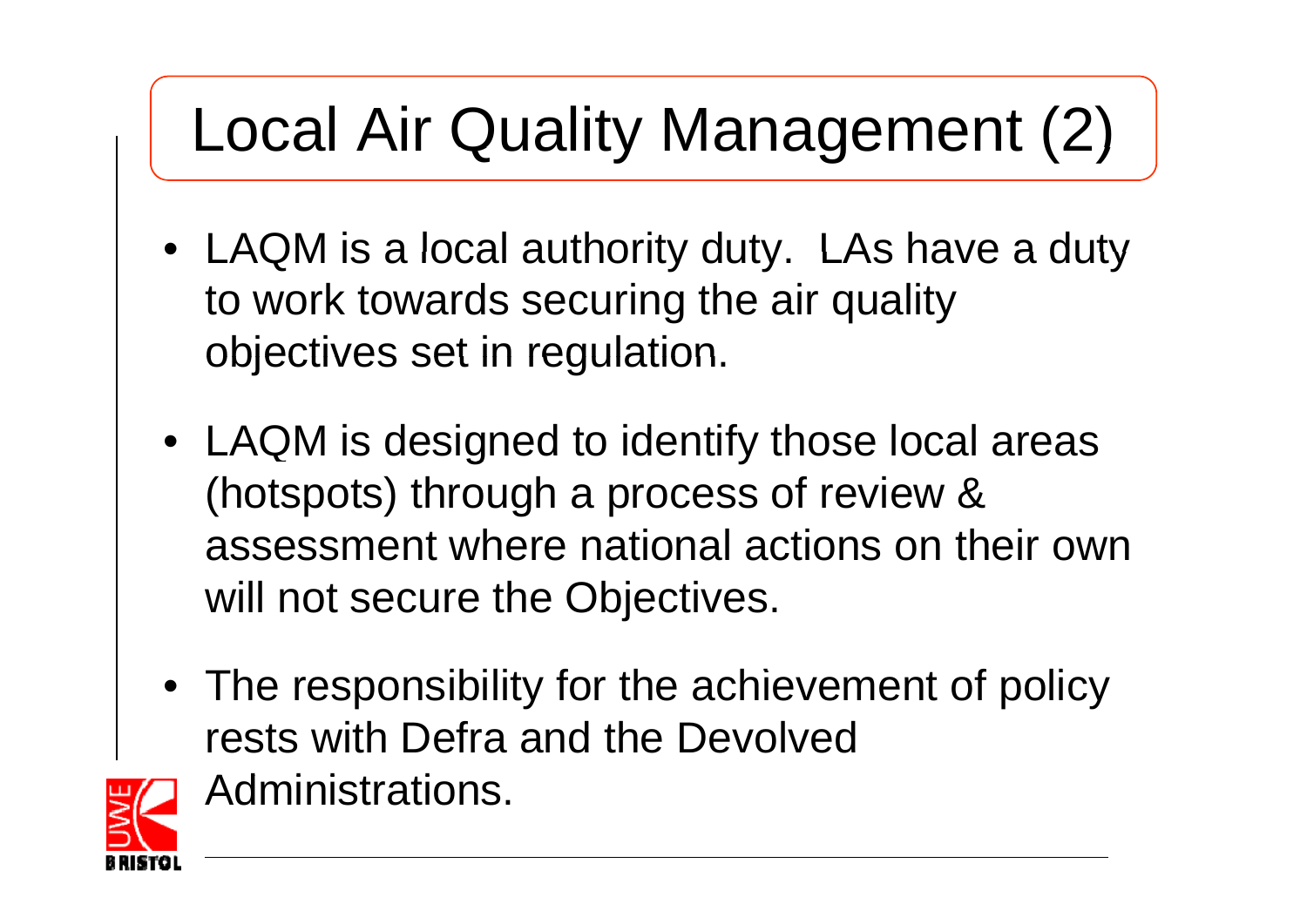# Local Air Quality Management (2)

- LAQM is a local authority duty. LAs have a duty to work towards securing the air quality objectives set in regulation.
- LAQM is designed to identify those local areas (hotspots) through a process of review & assessment where national actions on their own will not secure the Objectives.
- The responsibility for the achievement of policy rests with Defra and the Devolved Administrations.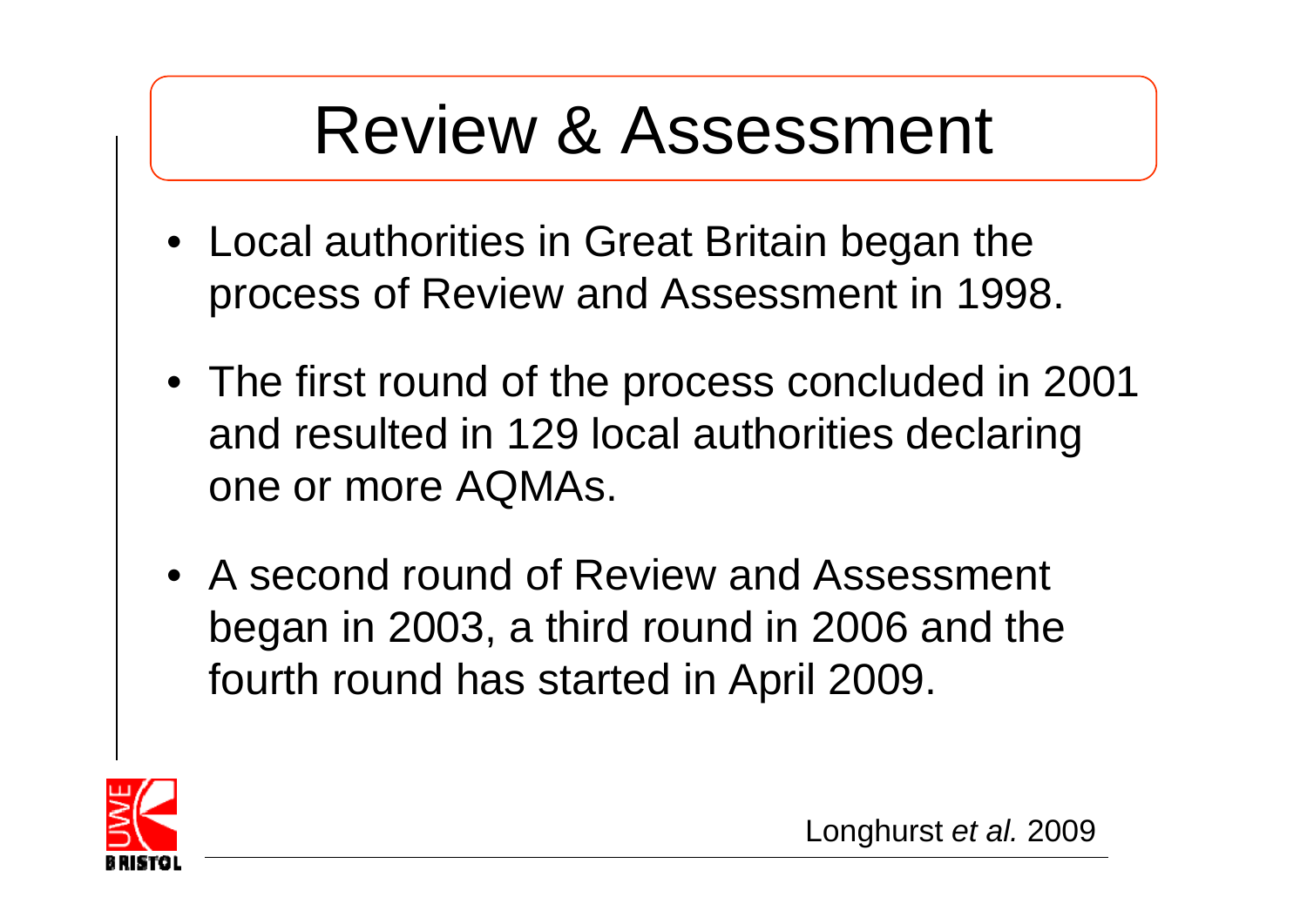# Review & Assessment

- Local authorities in Great Britain began the process of Review and Assessment in 1998.
- The first round of the process concluded in 2001 and resulted in 129 local authorities declaring one or more AQMAs.
- A second round of Review and Assessment began in 2003, a third round in 2006 and the fourth round has started in April 2009.

Longhurst *et al.* 2009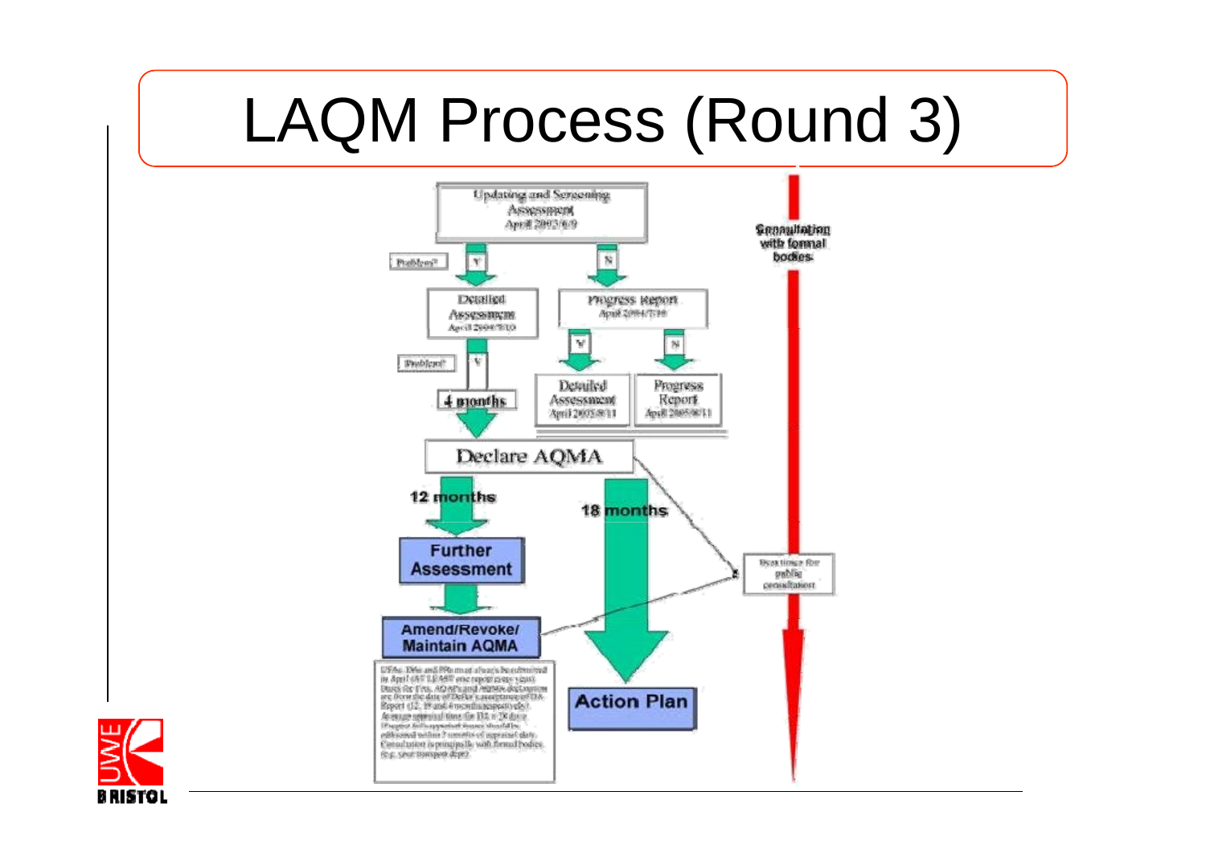# LAQM Process (Round 3)

Updating and Screening Assessment
April 2003/6/9

Consultation with formal bodies

Problem?

Y

N

Detailed Assessment
April 2004/7/10

Progress Report
April 2004/7/10

Problem?

Y

N

4 months

Detailed Assessment
April 2005/8/11

Progress Report
April 2005/8/11

Declare AQMA

12 months

18 months

Further Assessment

Best time for public consultation

Amend/Revoke/ Maintain AQMA

Action Plan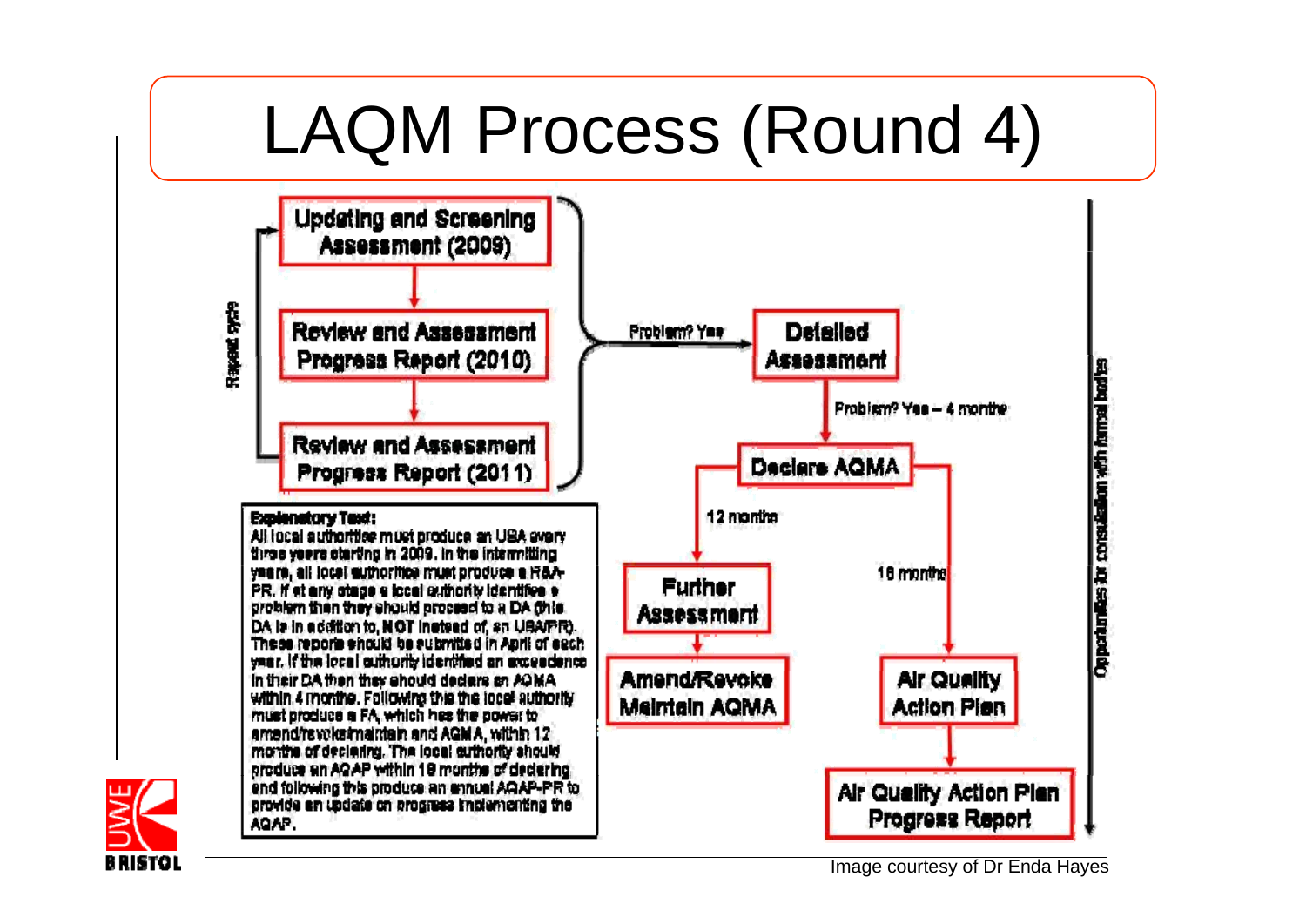# LAQM Process (Round 4)

Updating and Screening Assessment (2009)

Review and Assessment Progress Report (2010)

Review and Assessment Progress Report (2011)

Repeat cycle

Problem? Yes

Detailed Assessment

Problem? Yes – 4 months

Declare AQMA

12 months

18 months

Further Assessment

Amend/Revoke Maintain AQMA

Air Quality Action Plan

Air Quality Action Plan Progress Report

Opportunities for consultation with formal bodies

**Explanatory Text:**
All local authorities must produce an USA every three years starting in 2009. In the intermitting years, all local authorities must produce a R&A-PR. If at any stage a local authority identifies a problem then they should proceed to a DA (this DA is in addition to, NOT instead of, an USA/PR). These reports should be submitted in April of each year. If the local authority identified an exceedance in their DA then they should declare an AQMA within 4 months. Following this the local authority must produce a FA, which has the power to amend/revoke/maintain and AQMA, within 12 months of declaring. The local authority should produce an AQAP within 18 months of declaring and following this produce an annual AQAP-PR to provide an update on progress implementing the AQAP.

Image courtesy of Dr Enda Hayes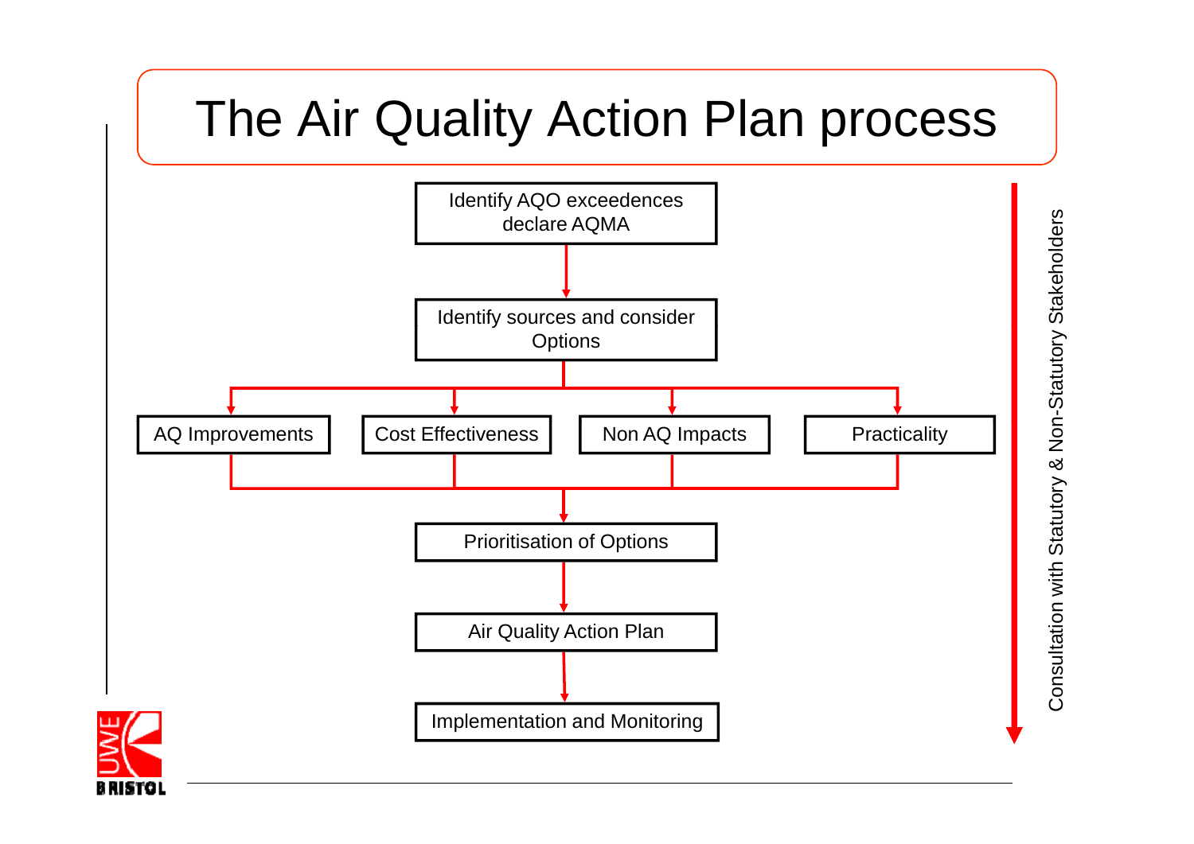# The Air Quality Action Plan process

Identify AQO exceedences declare AQMA

↓

Identify sources and consider Options

↓

- AQ Improvements
- Cost Effectiveness
- Non AQ Impacts
- Practicality

↓

Prioritisation of Options

↓

Air Quality Action Plan

↓

Implementation and Monitoring

Consultation with Statutory & Non-Statutory Stakeholders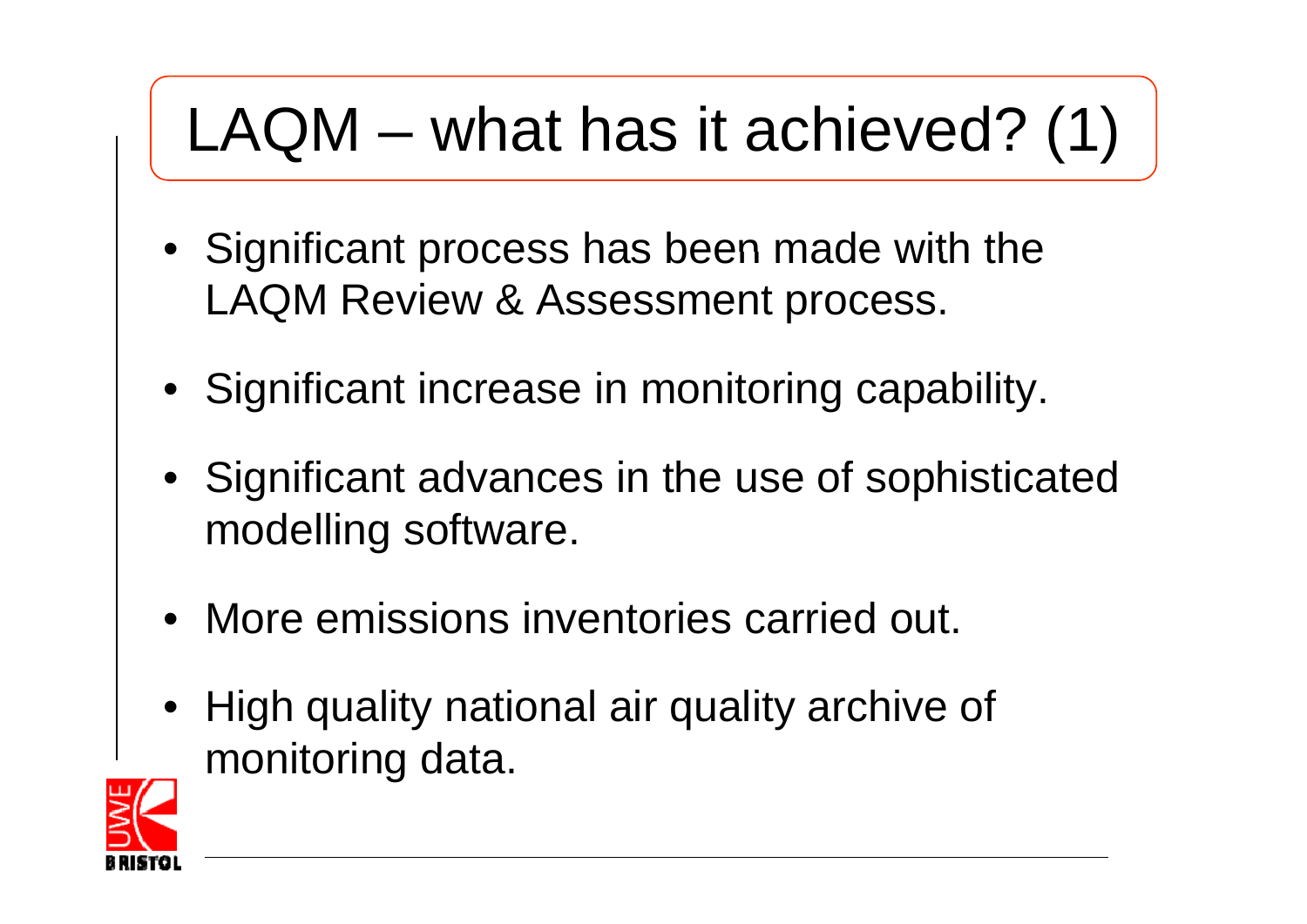# LAQM – what has it achieved? (1)

- Significant process has been made with the LAQM Review & Assessment process.
- Significant increase in monitoring capability.
- Significant advances in the use of sophisticated modelling software.
- More emissions inventories carried out.
- High quality national air quality archive of monitoring data.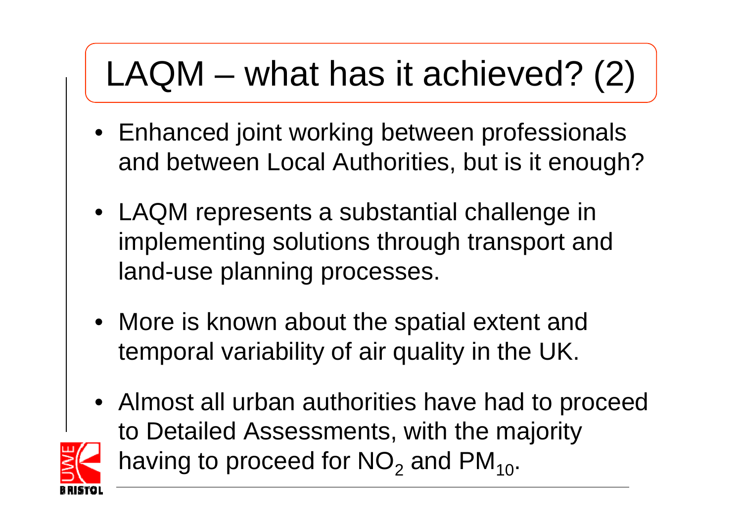# LAQM – what has it achieved? (2)

- Enhanced joint working between professionals and between Local Authorities, but is it enough?
- LAQM represents a substantial challenge in implementing solutions through transport and land-use planning processes.
- More is known about the spatial extent and temporal variability of air quality in the UK.
- Almost all urban authorities have had to proceed to Detailed Assessments, with the majority having to proceed for $NO_2$ and $PM_{10}$.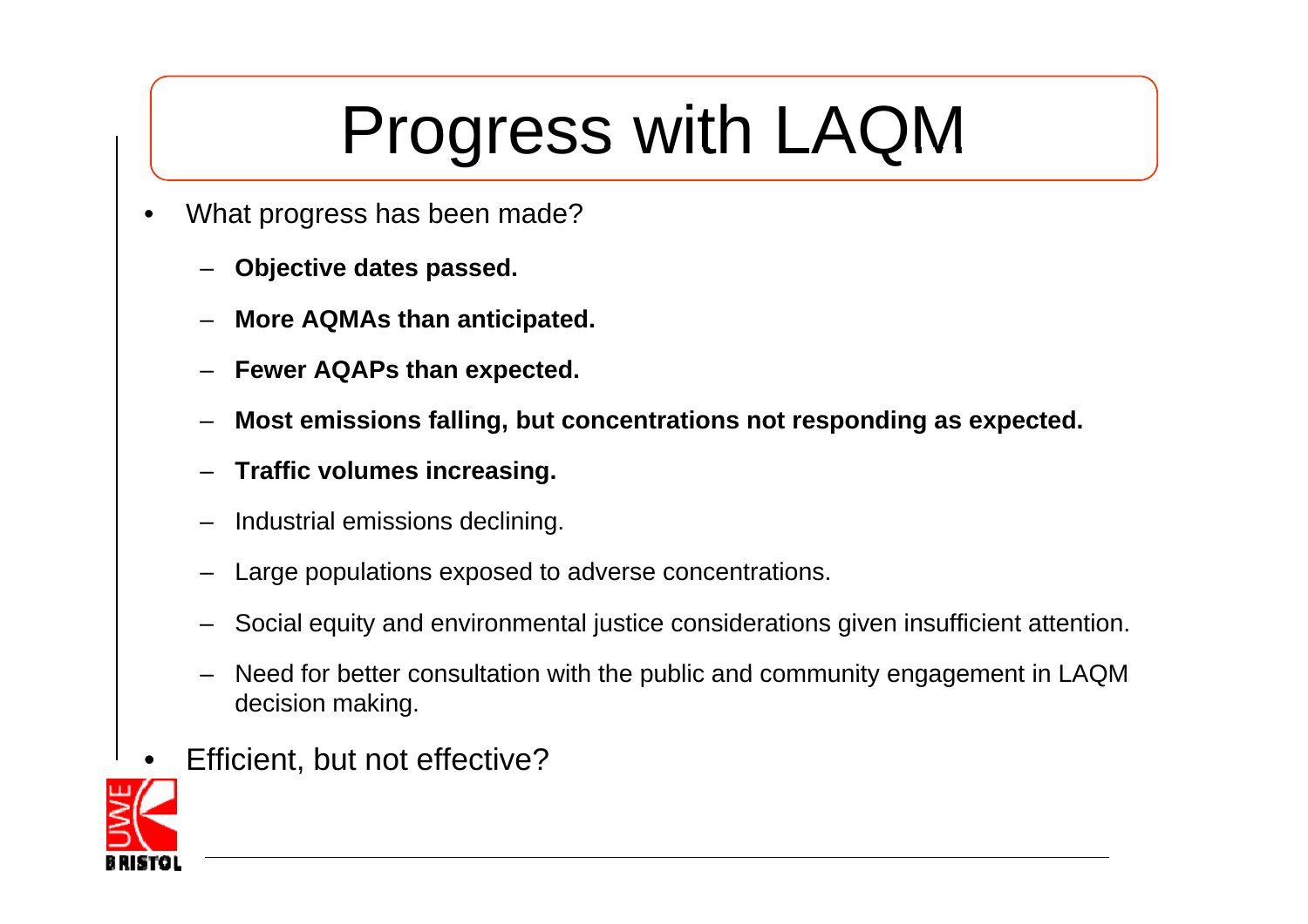# Progress with LAQM

- What progress has been made?
  - **Objective dates passed.**
  - **More AQMAs than anticipated.**
  - **Fewer AQAPs than expected.**
  - **Most emissions falling, but concentrations not responding as expected.**
  - **Traffic volumes increasing.**
  - Industrial emissions declining.
  - Large populations exposed to adverse concentrations.
  - Social equity and environmental justice considerations given insufficient attention.
  - Need for better consultation with the public and community engagement in LAQM decision making.
- Efficient, but not effective?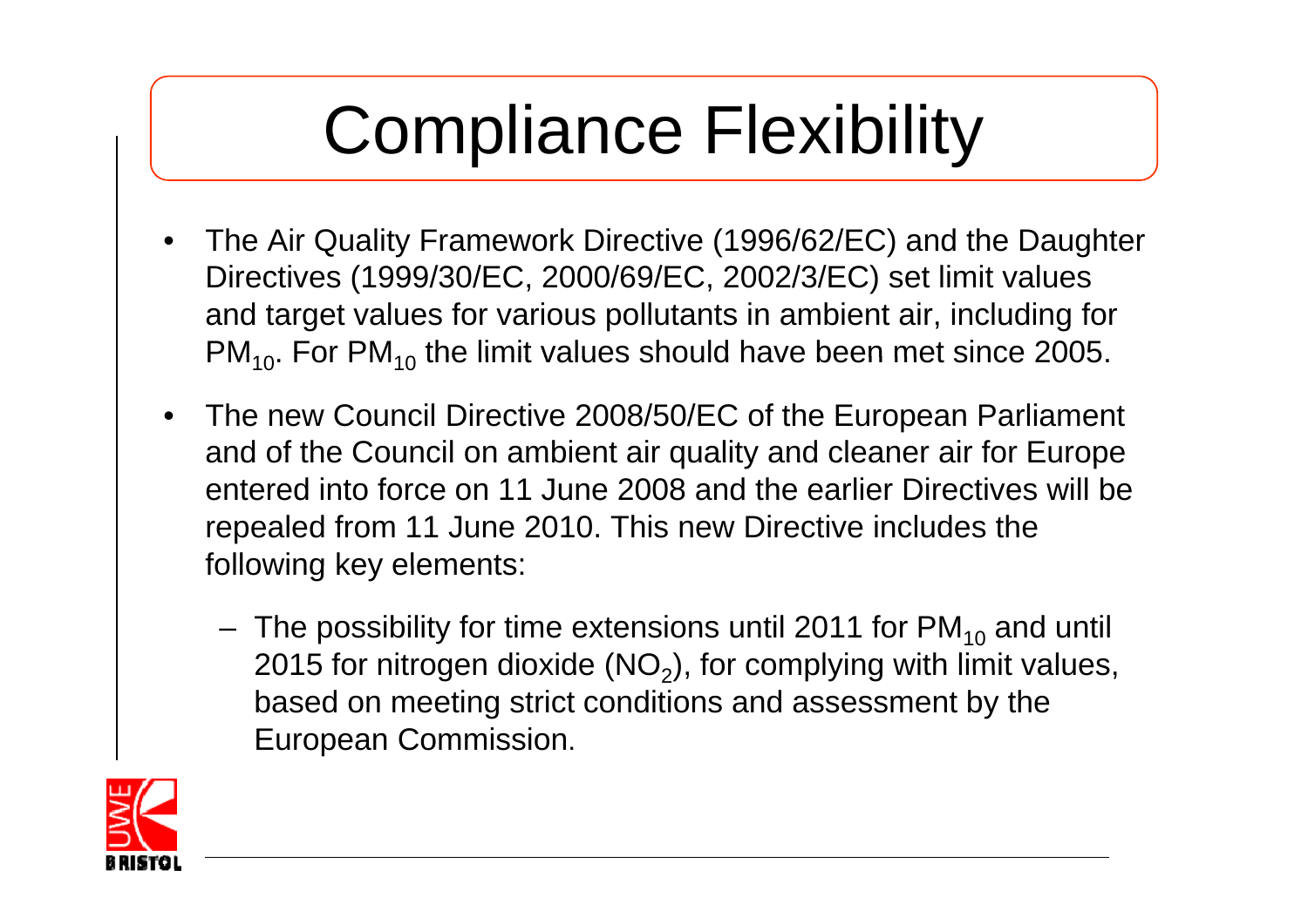# Compliance Flexibility

- The Air Quality Framework Directive (1996/62/EC) and the Daughter Directives (1999/30/EC, 2000/69/EC, 2002/3/EC) set limit values and target values for various pollutants in ambient air, including for $PM_{10}$. For $PM_{10}$ the limit values should have been met since 2005.
- The new Council Directive 2008/50/EC of the European Parliament and of the Council on ambient air quality and cleaner air for Europe entered into force on 11 June 2008 and the earlier Directives will be repealed from 11 June 2010. This new Directive includes the following key elements:
  - The possibility for time extensions until 2011 for $PM_{10}$ and until 2015 for nitrogen dioxide ($NO_2$), for complying with limit values, based on meeting strict conditions and assessment by the European Commission.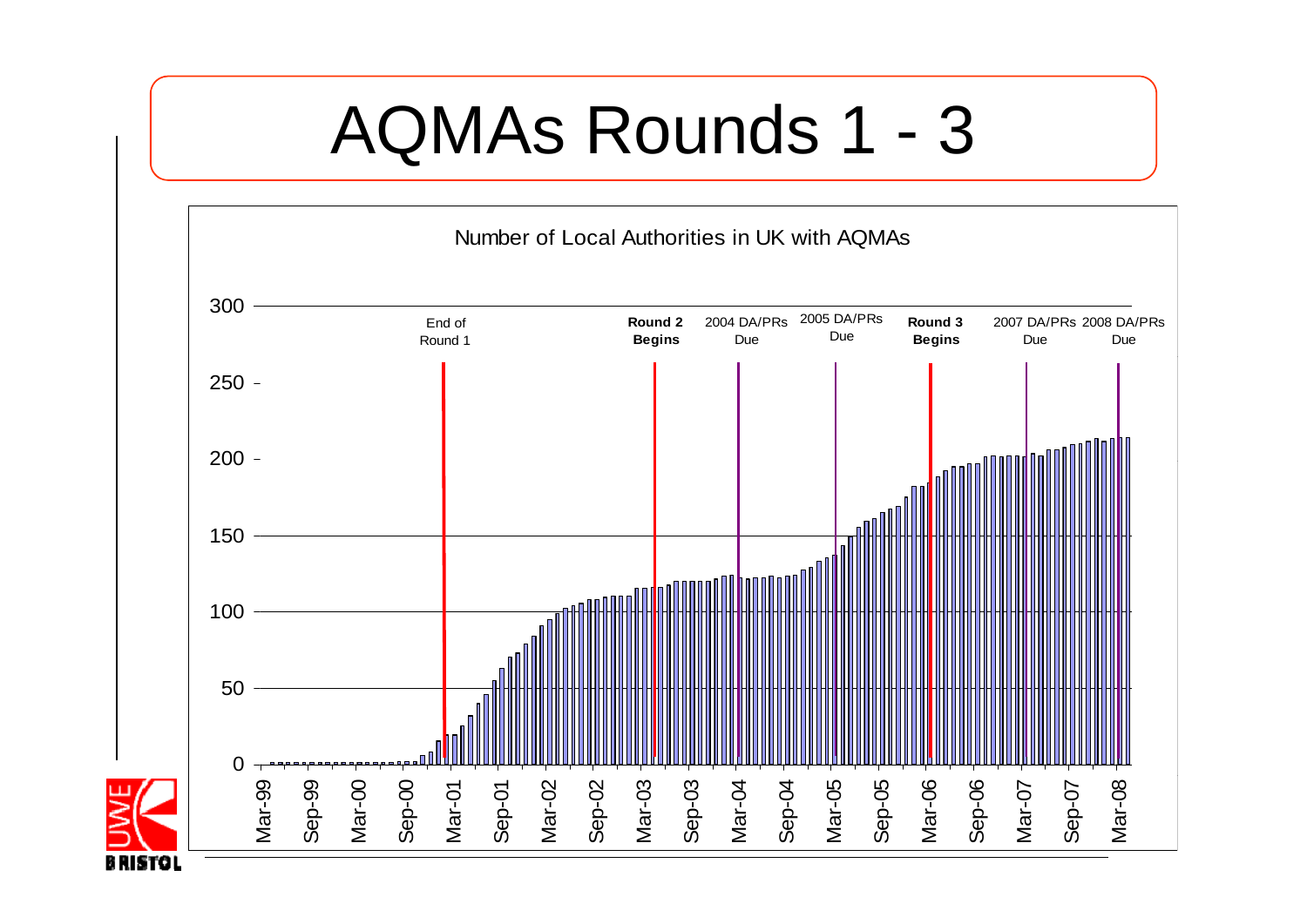# AQMAs Rounds 1 - 3

Number of Local Authorities in UK with AQMAs

End of Round 1

**Round 2 Begins**

2004 DA/PRs Due

2005 DA/PRs Due

**Round 3 Begins**

2007 DA/PRs Due

2008 DA/PRs Due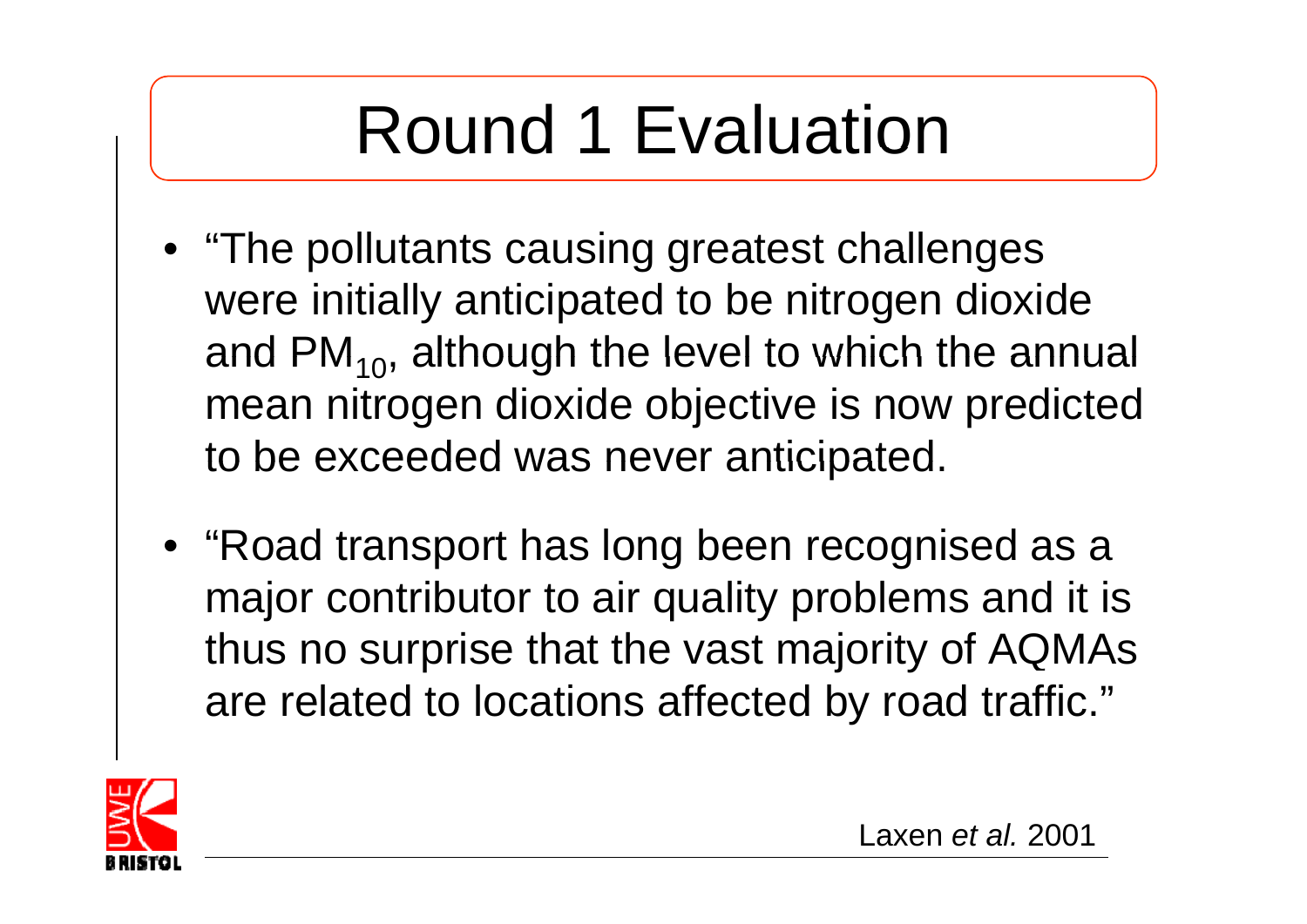# Round 1 Evaluation

- "The pollutants causing greatest challenges were initially anticipated to be nitrogen dioxide and $PM_{10}$, although the level to which the annual mean nitrogen dioxide objective is now predicted to be exceeded was never anticipated.
- "Road transport has long been recognised as a major contributor to air quality problems and it is thus no surprise that the vast majority of AQMAs are related to locations affected by road traffic."

Laxen *et al.* 2001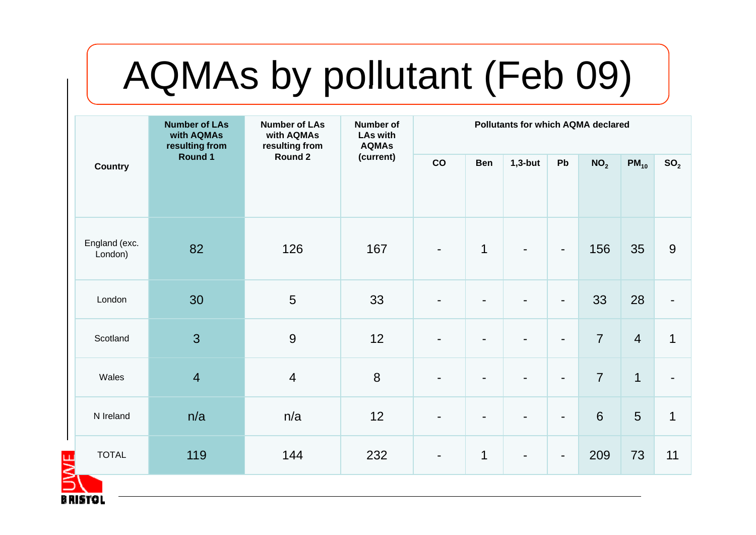# AQMAs by pollutant (Feb 09)

| Country | Number of LAs with AQMAs resulting from Round 1 | Number of LAs with AQMAs resulting from Round 2 | Number of LAs with AQMAs (current) | Pollutants for which AQMA declared | | | | | | |
|---|---|---|---|---|---|---|---|---|---|---|
| | | | | CO | Ben | 1,3-but | Pb | $NO_2$ | $PM_{10}$ | $SO_2$ |
| England (exc. London) | 82 | 126 | 167 | - | 1 | - | - | 156 | 35 | 9 |
| London | 30 | 5 | 33 | - | - | - | - | 33 | 28 | - |
| Scotland | 3 | 9 | 12 | - | - | - | - | 7 | 4 | 1 |
| Wales | 4 | 4 | 8 | - | - | - | - | 7 | 1 | - |
| N Ireland | n/a | n/a | 12 | - | - | - | - | 6 | 5 | 1 |
| TOTAL | 119 | 144 | 232 | - | 1 | - | - | 209 | 73 | 11 |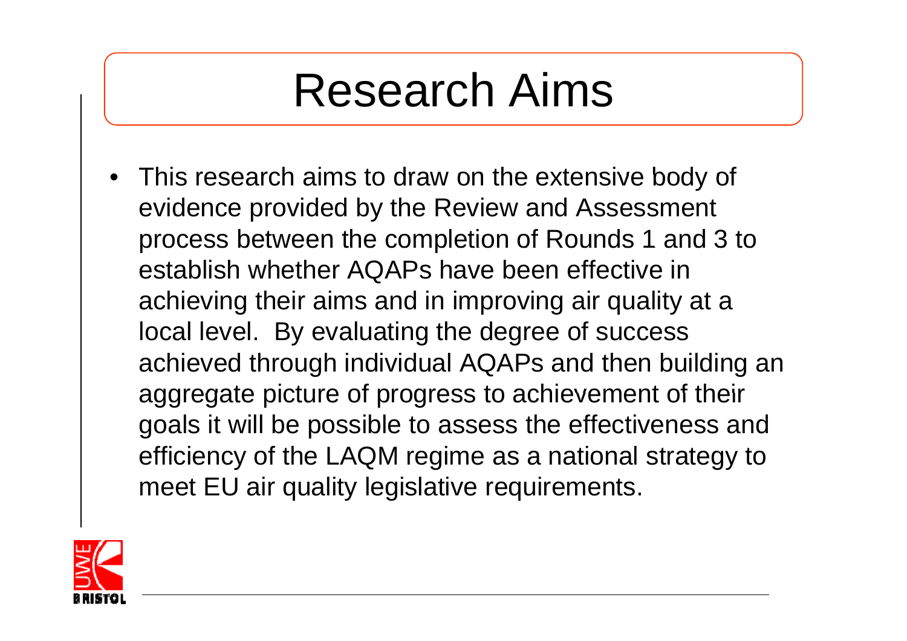# Research Aims

- This research aims to draw on the extensive body of evidence provided by the Review and Assessment process between the completion of Rounds 1 and 3 to establish whether AQAPs have been effective in achieving their aims and in improving air quality at a local level. By evaluating the degree of success achieved through individual AQAPs and then building an aggregate picture of progress to achievement of their goals it will be possible to assess the effectiveness and efficiency of the LAQM regime as a national strategy to meet EU air quality legislative requirements.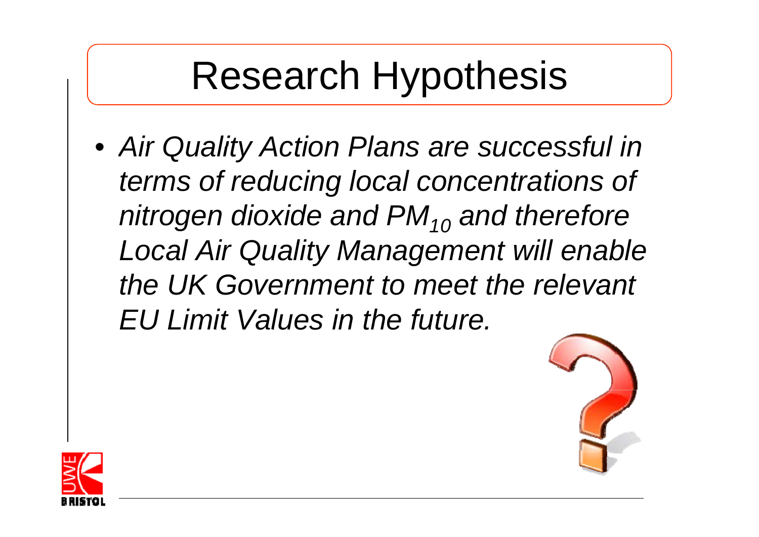# Research Hypothesis

- *Air Quality Action Plans are successful in terms of reducing local concentrations of nitrogen dioxide and $PM_{10}$ and therefore Local Air Quality Management will enable the UK Government to meet the relevant EU Limit Values in the future.*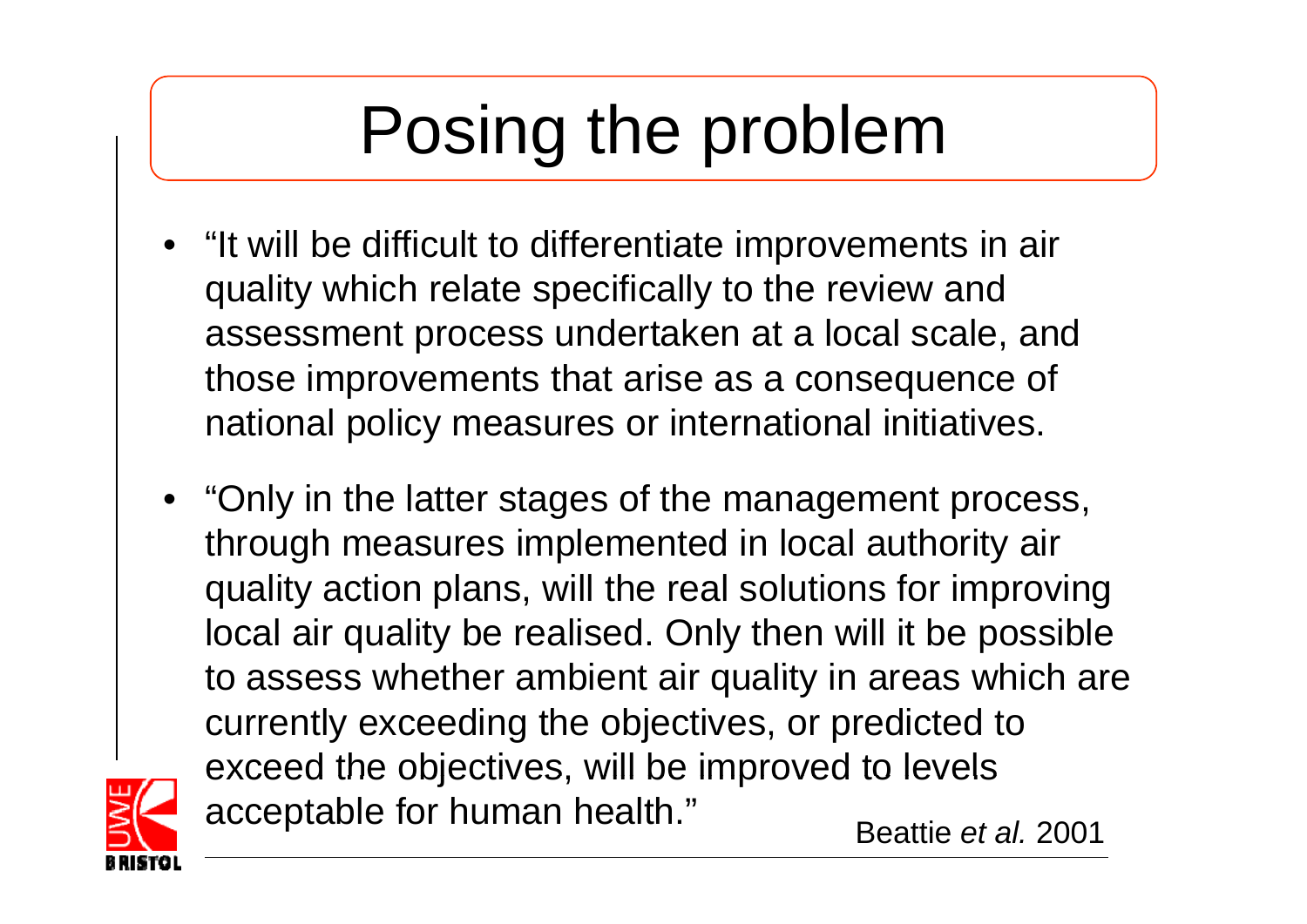# Posing the problem

- "It will be difficult to differentiate improvements in air quality which relate specifically to the review and assessment process undertaken at a local scale, and those improvements that arise as a consequence of national policy measures or international initiatives.
- "Only in the latter stages of the management process, through measures implemented in local authority air quality action plans, will the real solutions for improving local air quality be realised. Only then will it be possible to assess whether ambient air quality in areas which are currently exceeding the objectives, or predicted to exceed the objectives, will be improved to levels acceptable for human health."

Beattie *et al.* 2001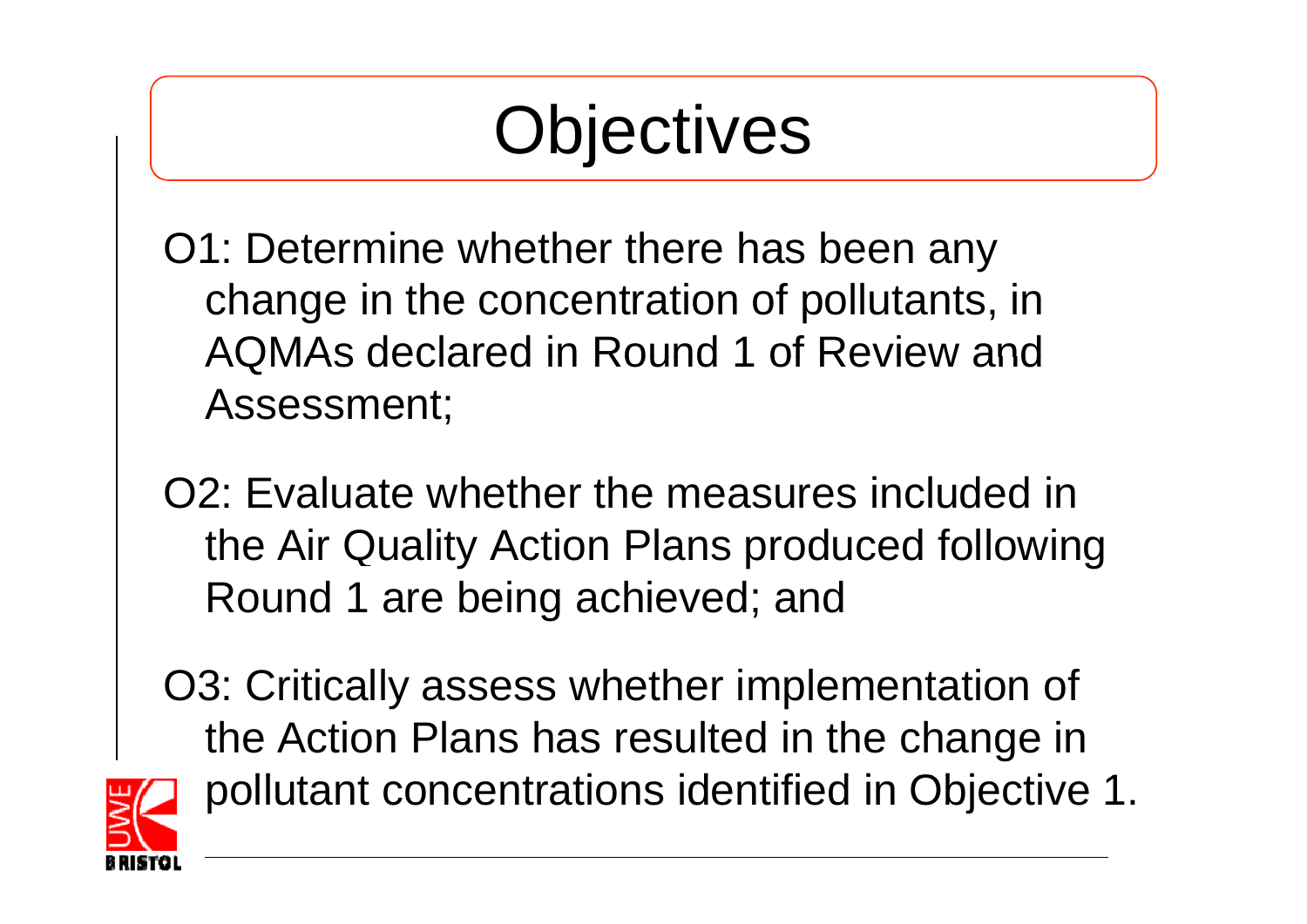# Objectives

O1: Determine whether there has been any change in the concentration of pollutants, in AQMAs declared in Round 1 of Review and Assessment;

O2: Evaluate whether the measures included in the Air Quality Action Plans produced following Round 1 are being achieved; and

O3: Critically assess whether implementation of the Action Plans has resulted in the change in pollutant concentrations identified in Objective 1.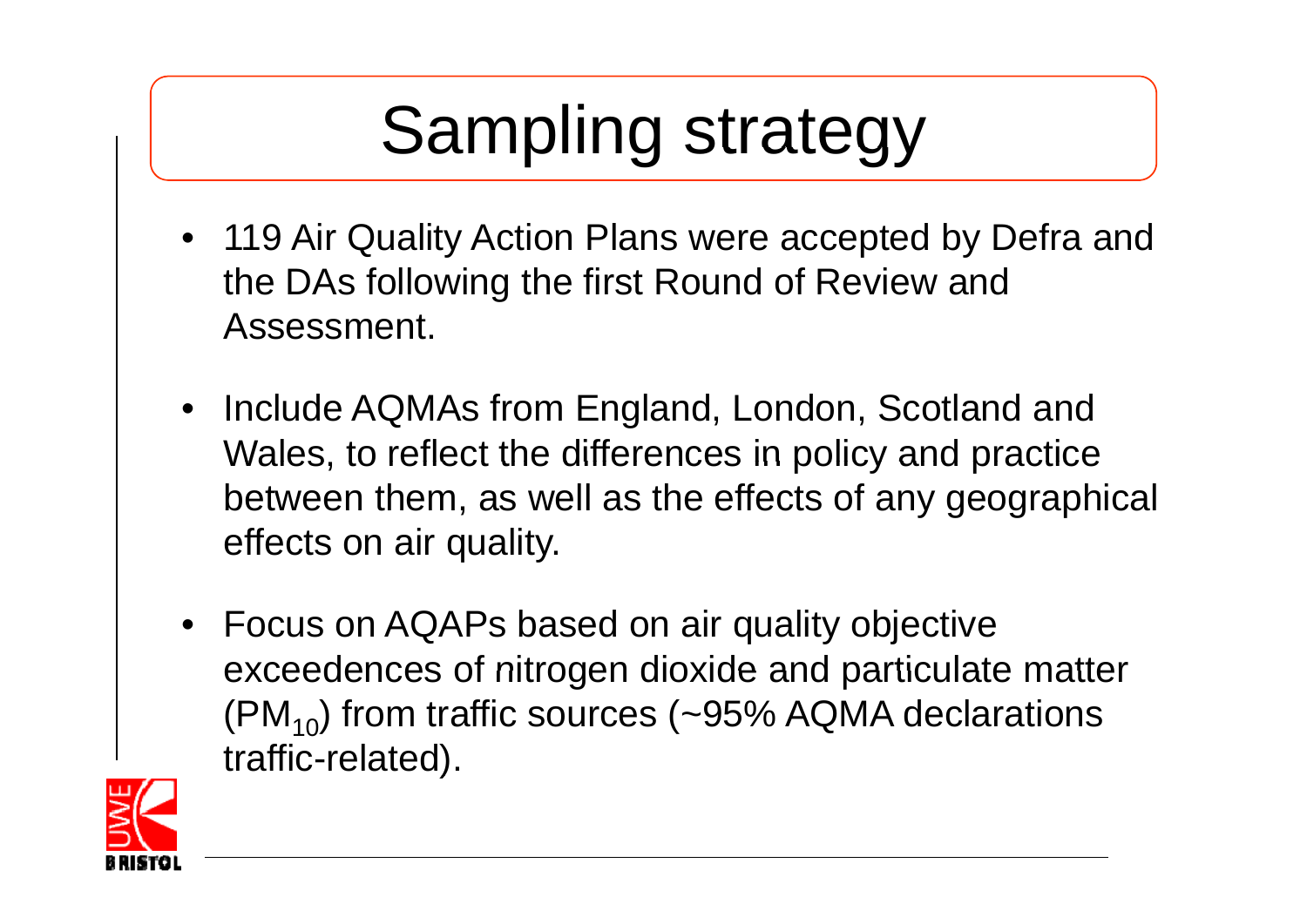# Sampling strategy

- 119 Air Quality Action Plans were accepted by Defra and the DAs following the first Round of Review and Assessment.
- Include AQMAs from England, London, Scotland and Wales, to reflect the differences in policy and practice between them, as well as the effects of any geographical effects on air quality.
- Focus on AQAPs based on air quality objective exceedences of nitrogen dioxide and particulate matter ($PM_{10}$) from traffic sources (~95% AQMA declarations traffic-related).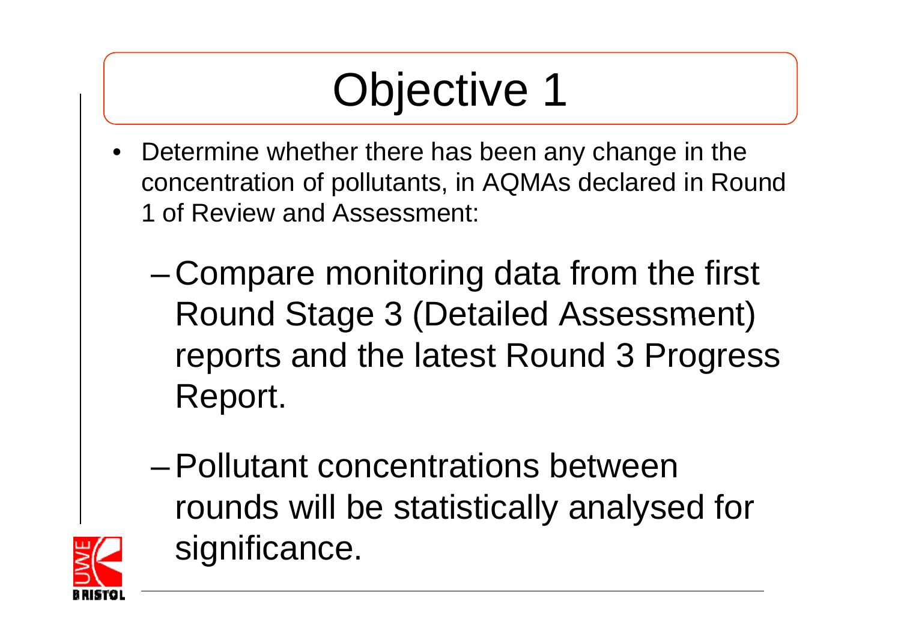# Objective 1

- Determine whether there has been any change in the concentration of pollutants, in AQMAs declared in Round 1 of Review and Assessment:
  - Compare monitoring data from the first Round Stage 3 (Detailed Assessment) reports and the latest Round 3 Progress Report.
  - Pollutant concentrations between rounds will be statistically analysed for significance.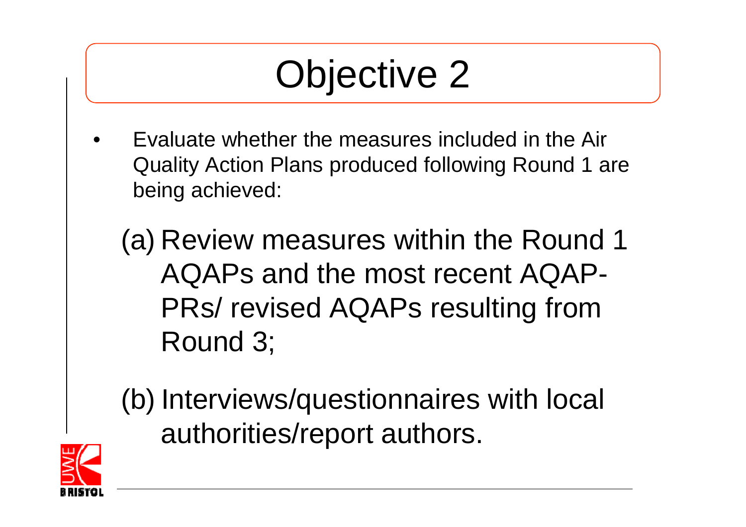# Objective 2

- Evaluate whether the measures included in the Air Quality Action Plans produced following Round 1 are being achieved:

  (a) Review measures within the Round 1 AQAPs and the most recent AQAP-PRs/ revised AQAPs resulting from Round 3;

  (b) Interviews/questionnaires with local authorities/report authors.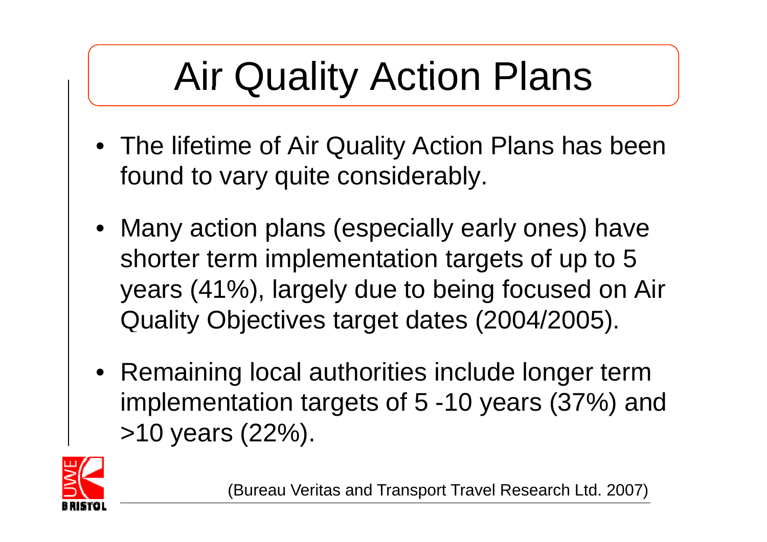# Air Quality Action Plans

- The lifetime of Air Quality Action Plans has been found to vary quite considerably.
- Many action plans (especially early ones) have shorter term implementation targets of up to 5 years (41%), largely due to being focused on Air Quality Objectives target dates (2004/2005).
- Remaining local authorities include longer term implementation targets of 5 -10 years (37%) and >10 years (22%).

(Bureau Veritas and Transport Travel Research Ltd. 2007)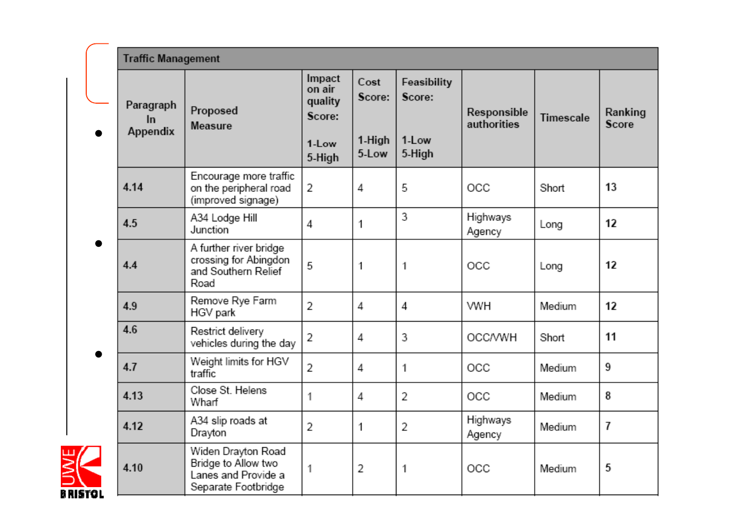| Traffic Management | | | | | | | |
|---|---|---|---|---|---|---|---|
| Paragraph In Appendix | Proposed Measure | Impact on air quality Score: 1-Low 5-High | Cost Score: 1-High 5-Low | Feasibility Score: 1-Low 5-High | Responsible authorities | Timescale | Ranking Score |
| 4.14 | Encourage more traffic on the peripheral road (improved signage) | 2 | 4 | 5 | OCC | Short | **13** |
| 4.5 | A34 Lodge Hill Junction | 4 | 1 | 3 | Highways Agency | Long | **12** |
| 4.4 | A further river bridge crossing for Abingdon and Southern Relief Road | 5 | 1 | 1 | OCC | Long | **12** |
| 4.9 | Remove Rye Farm HGV park | 2 | 4 | 4 | VWH | Medium | **12** |
| 4.6 | Restrict delivery vehicles during the day | 2 | 4 | 3 | OCC/VWH | Short | **11** |
| 4.7 | Weight limits for HGV traffic | 2 | 4 | 1 | OCC | Medium | 9 |
| 4.13 | Close St. Helens Wharf | 1 | 4 | 2 | OCC | Medium | 8 |
| 4.12 | A34 slip roads at Drayton | 2 | 1 | 2 | Highways Agency | Medium | 7 |
| 4.10 | Widen Drayton Road Bridge to Allow two Lanes and Provide a Separate Footbridge | 1 | 2 | 1 | OCC | Medium | 5 |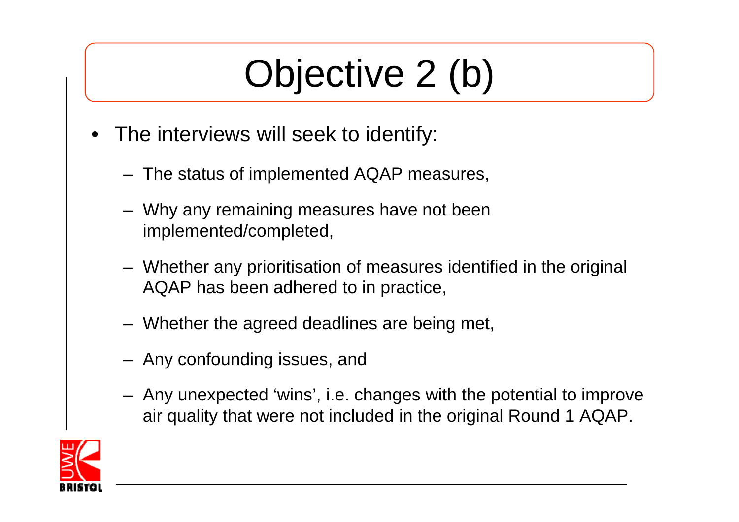# Objective 2 (b)

- The interviews will seek to identify:
  - The status of implemented AQAP measures,
  - Why any remaining measures have not been implemented/completed,
  - Whether any prioritisation of measures identified in the original AQAP has been adhered to in practice,
  - Whether the agreed deadlines are being met,
  - Any confounding issues, and
  - Any unexpected 'wins', i.e. changes with the potential to improve air quality that were not included in the original Round 1 AQAP.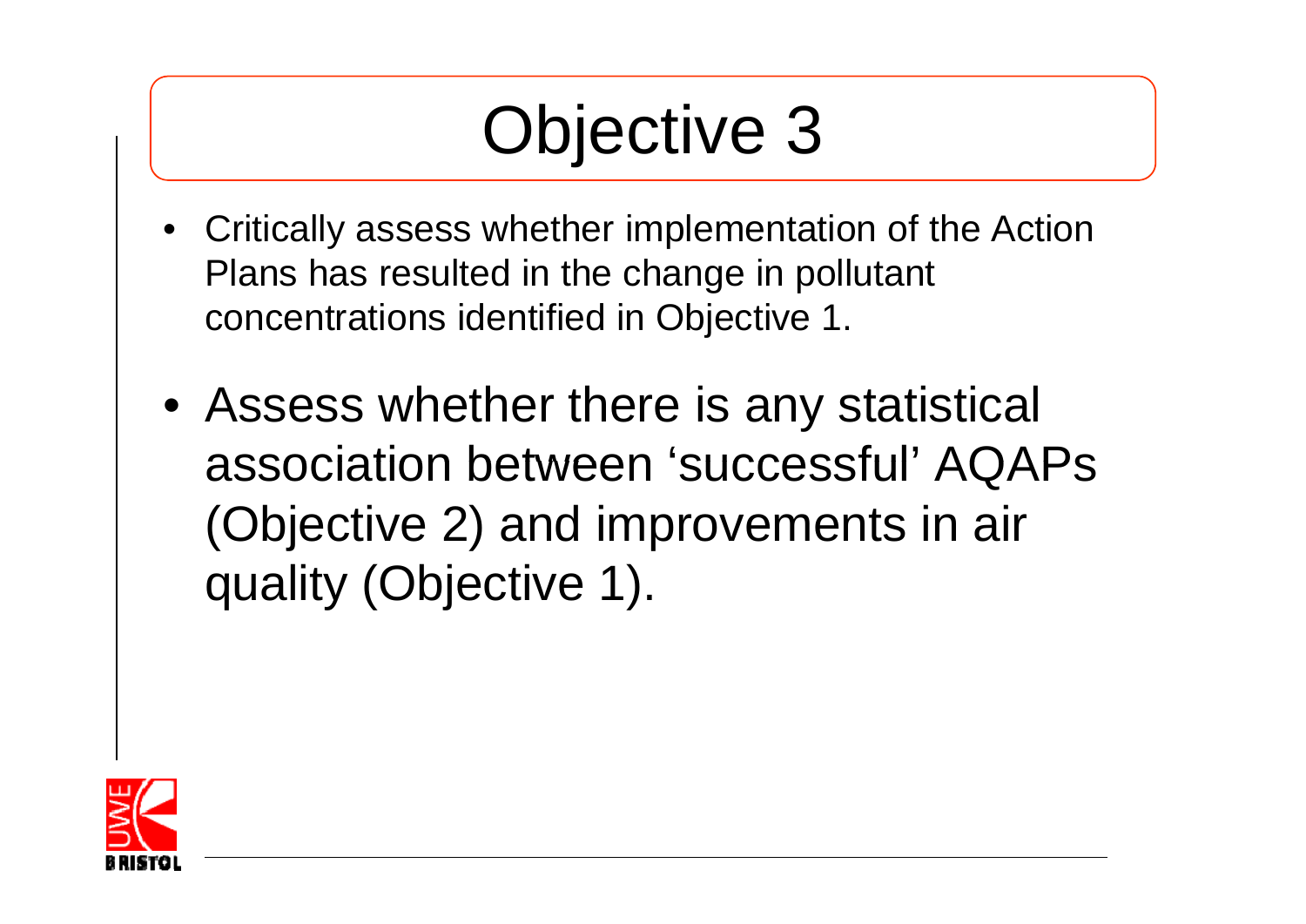# Objective 3

- Critically assess whether implementation of the Action Plans has resulted in the change in pollutant concentrations identified in Objective 1.
- Assess whether there is any statistical association between 'successful' AQAPs (Objective 2) and improvements in air quality (Objective 1).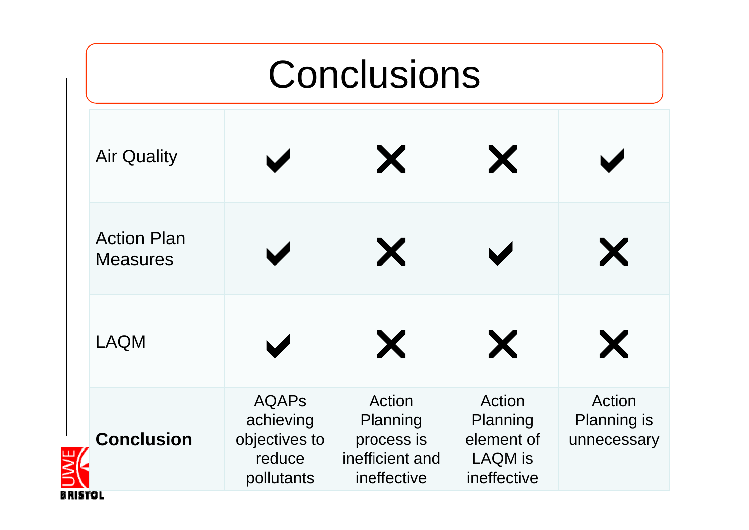# Conclusions

| | | | | |
|---|---|---|---|---|
| Air Quality | ✔ | ✘ | ✘ | ✔ |
| Action Plan Measures | ✔ | ✘ | ✔ | ✘ |
| LAQM | ✔ | ✘ | ✘ | ✘ |
| **Conclusion** | AQAPs achieving objectives to reduce pollutants | Action Planning process is inefficient and ineffective | Action Planning element of LAQM is ineffective | Action Planning is unnecessary |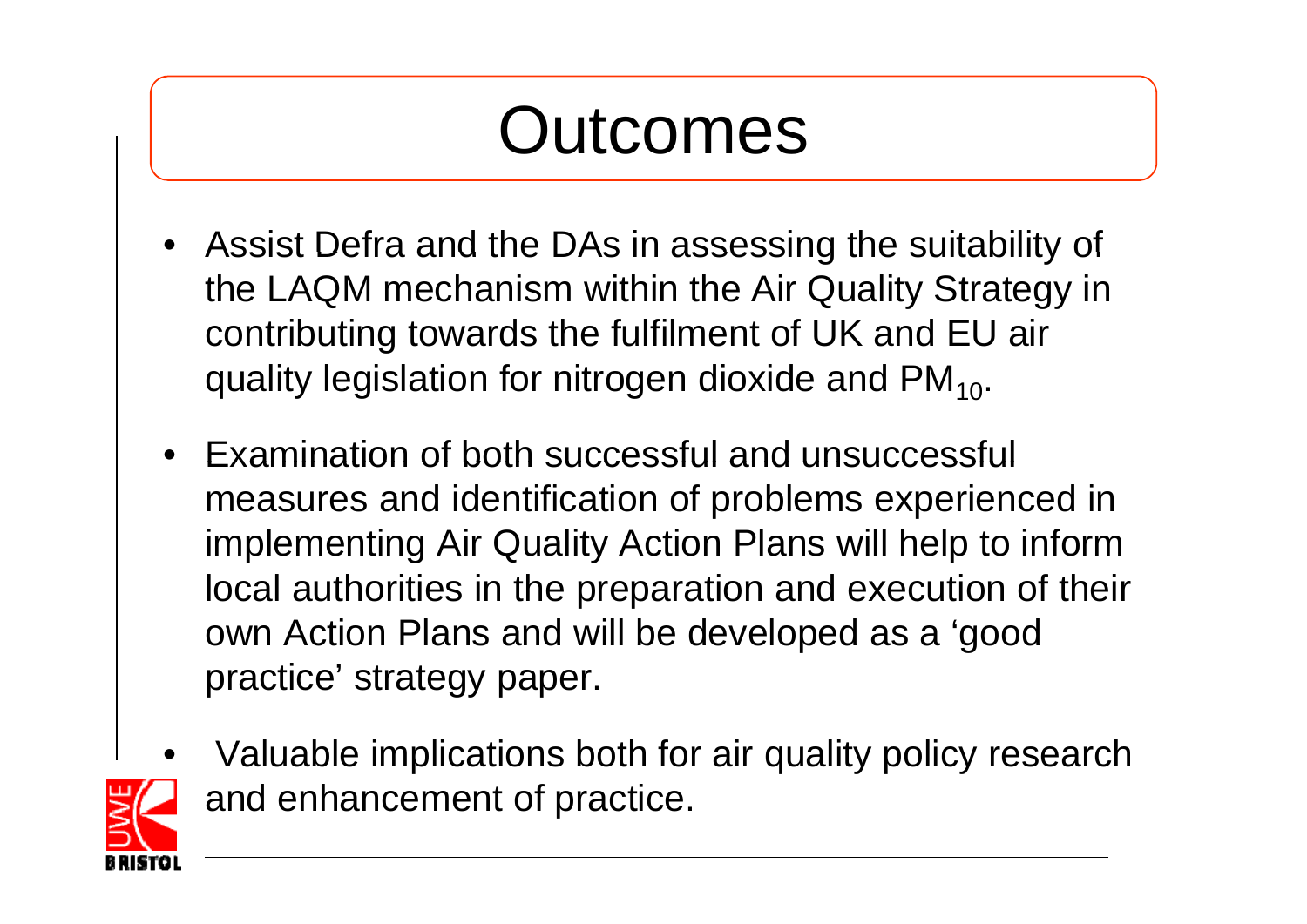# Outcomes

- Assist Defra and the DAs in assessing the suitability of the LAQM mechanism within the Air Quality Strategy in contributing towards the fulfilment of UK and EU air quality legislation for nitrogen dioxide and $PM_{10}$.
- Examination of both successful and unsuccessful measures and identification of problems experienced in implementing Air Quality Action Plans will help to inform local authorities in the preparation and execution of their own Action Plans and will be developed as a 'good practice' strategy paper.
- Valuable implications both for air quality policy research and enhancement of practice.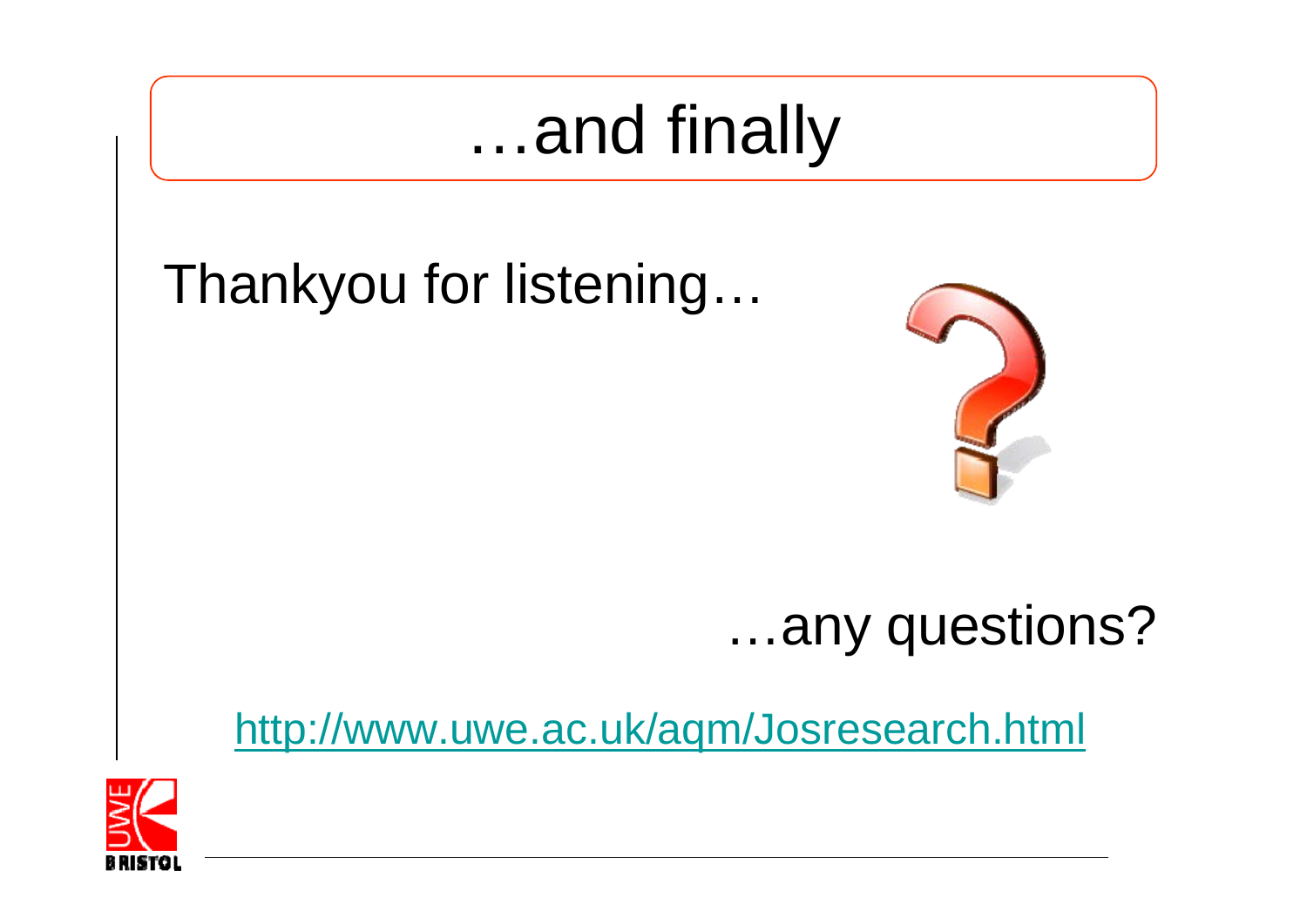# …and finally

Thankyou for listening…

…any questions?

http://www.uwe.ac.uk/aqm/Josresearch.html